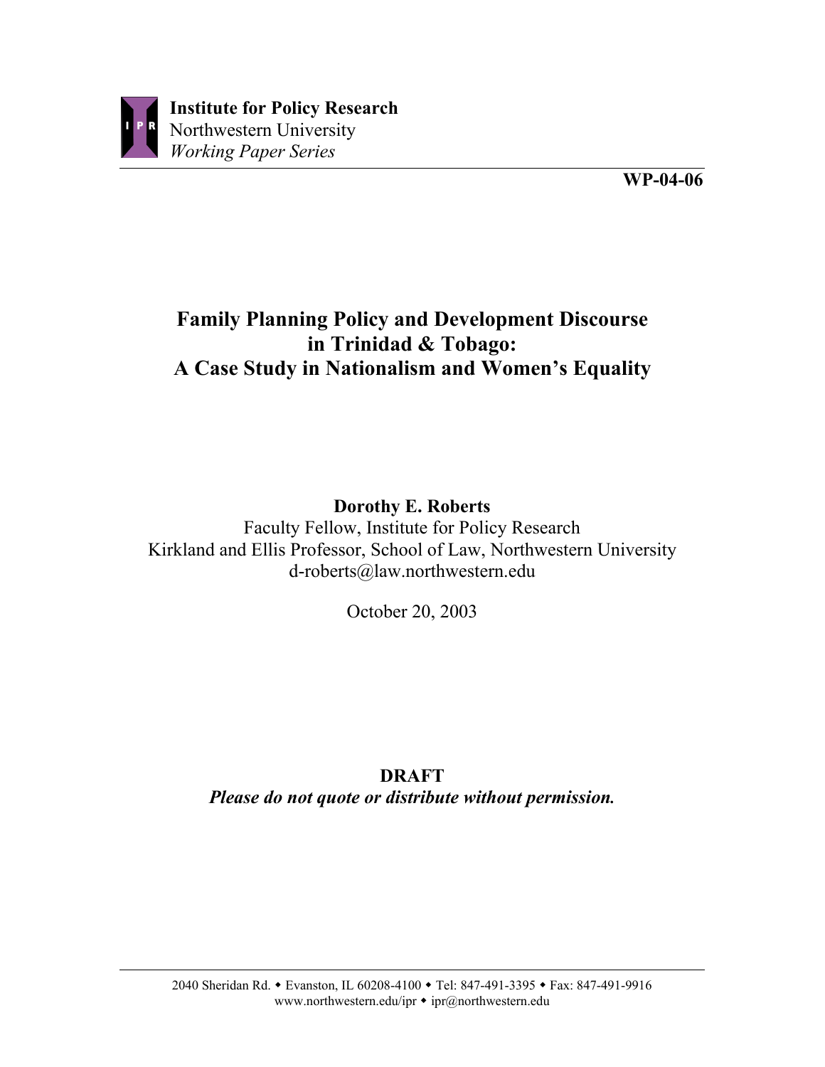**Institute for Policy Research**
Northwestern University
*Working Paper Series*

**WP-04-06**

# Family Planning Policy and Development Discourse in Trinidad & Tobago: A Case Study in Nationalism and Women's Equality

**Dorothy E. Roberts**
Faculty Fellow, Institute for Policy Research
Kirkland and Ellis Professor, School of Law, Northwestern University
d-roberts@law.northwestern.edu

October 20, 2003

**DRAFT**
***Please do not quote or distribute without permission.***

2040 Sheridan Rd. ◆ Evanston, IL 60208-4100 ◆ Tel: 847-491-3395 ◆ Fax: 847-491-9916
www.northwestern.edu/ipr ◆ ipr@northwestern.edu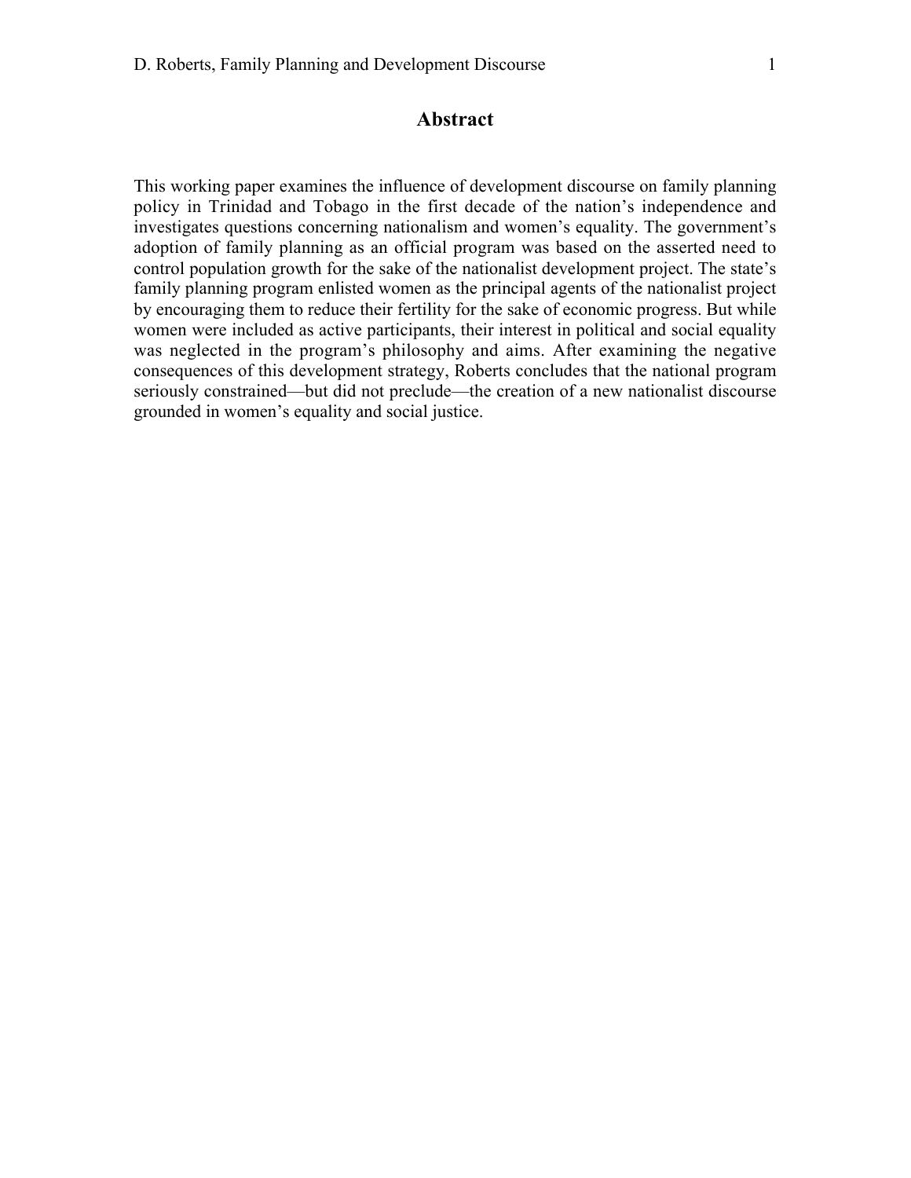## Abstract

This working paper examines the influence of development discourse on family planning policy in Trinidad and Tobago in the first decade of the nation's independence and investigates questions concerning nationalism and women's equality. The government's adoption of family planning as an official program was based on the asserted need to control population growth for the sake of the nationalist development project. The state's family planning program enlisted women as the principal agents of the nationalist project by encouraging them to reduce their fertility for the sake of economic progress. But while women were included as active participants, their interest in political and social equality was neglected in the program's philosophy and aims. After examining the negative consequences of this development strategy, Roberts concludes that the national program seriously constrained—but did not preclude—the creation of a new nationalist discourse grounded in women's equality and social justice.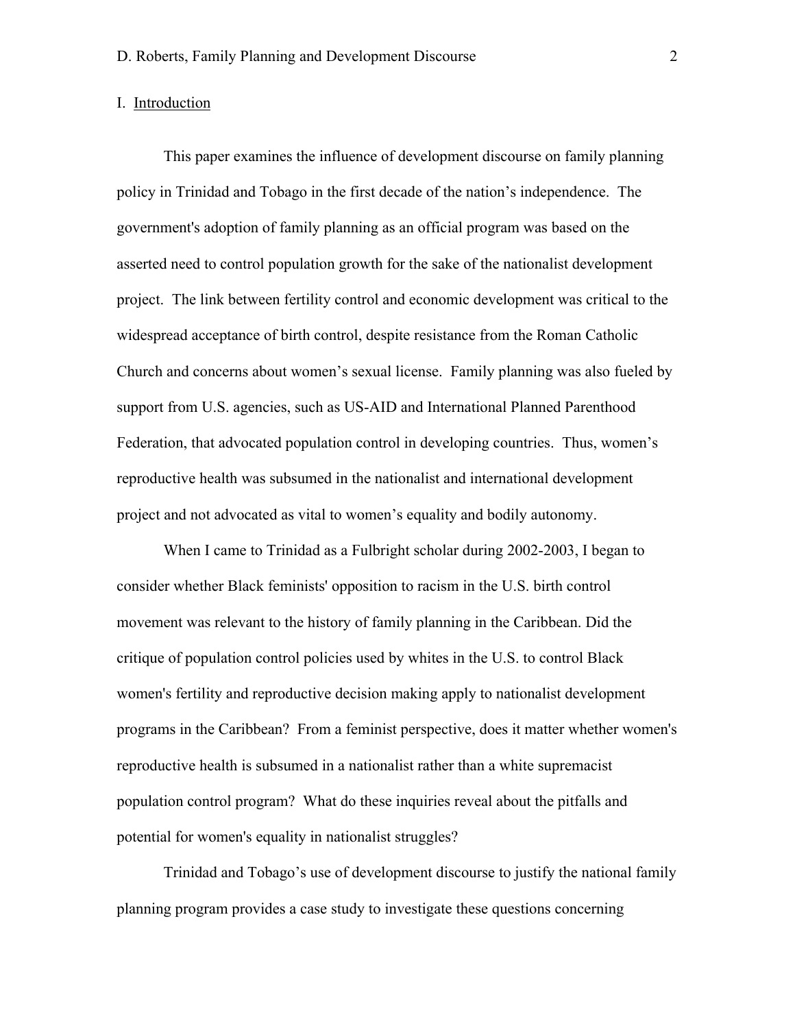## I. Introduction

This paper examines the influence of development discourse on family planning policy in Trinidad and Tobago in the first decade of the nation's independence. The government's adoption of family planning as an official program was based on the asserted need to control population growth for the sake of the nationalist development project. The link between fertility control and economic development was critical to the widespread acceptance of birth control, despite resistance from the Roman Catholic Church and concerns about women's sexual license. Family planning was also fueled by support from U.S. agencies, such as US-AID and International Planned Parenthood Federation, that advocated population control in developing countries. Thus, women's reproductive health was subsumed in the nationalist and international development project and not advocated as vital to women's equality and bodily autonomy.

When I came to Trinidad as a Fulbright scholar during 2002-2003, I began to consider whether Black feminists' opposition to racism in the U.S. birth control movement was relevant to the history of family planning in the Caribbean. Did the critique of population control policies used by whites in the U.S. to control Black women's fertility and reproductive decision making apply to nationalist development programs in the Caribbean? From a feminist perspective, does it matter whether women's reproductive health is subsumed in a nationalist rather than a white supremacist population control program? What do these inquiries reveal about the pitfalls and potential for women's equality in nationalist struggles?

Trinidad and Tobago's use of development discourse to justify the national family planning program provides a case study to investigate these questions concerning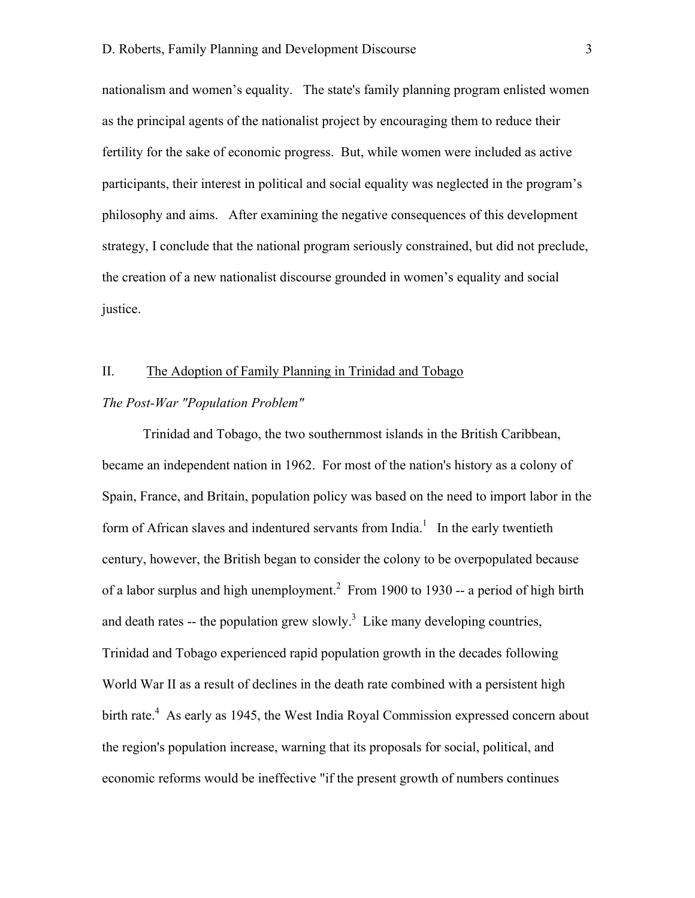nationalism and women's equality. The state's family planning program enlisted women as the principal agents of the nationalist project by encouraging them to reduce their fertility for the sake of economic progress. But, while women were included as active participants, their interest in political and social equality was neglected in the program's philosophy and aims. After examining the negative consequences of this development strategy, I conclude that the national program seriously constrained, but did not preclude, the creation of a new nationalist discourse grounded in women's equality and social justice.

## II. The Adoption of Family Planning in Trinidad and Tobago

### *The Post-War "Population Problem"*

Trinidad and Tobago, the two southernmost islands in the British Caribbean, became an independent nation in 1962. For most of the nation's history as a colony of Spain, France, and Britain, population policy was based on the need to import labor in the form of African slaves and indentured servants from India.[1] In the early twentieth century, however, the British began to consider the colony to be overpopulated because of a labor surplus and high unemployment.[2] From 1900 to 1930 -- a period of high birth and death rates -- the population grew slowly.[3] Like many developing countries, Trinidad and Tobago experienced rapid population growth in the decades following World War II as a result of declines in the death rate combined with a persistent high birth rate.[4] As early as 1945, the West India Royal Commission expressed concern about the region's population increase, warning that its proposals for social, political, and economic reforms would be ineffective "if the present growth of numbers continues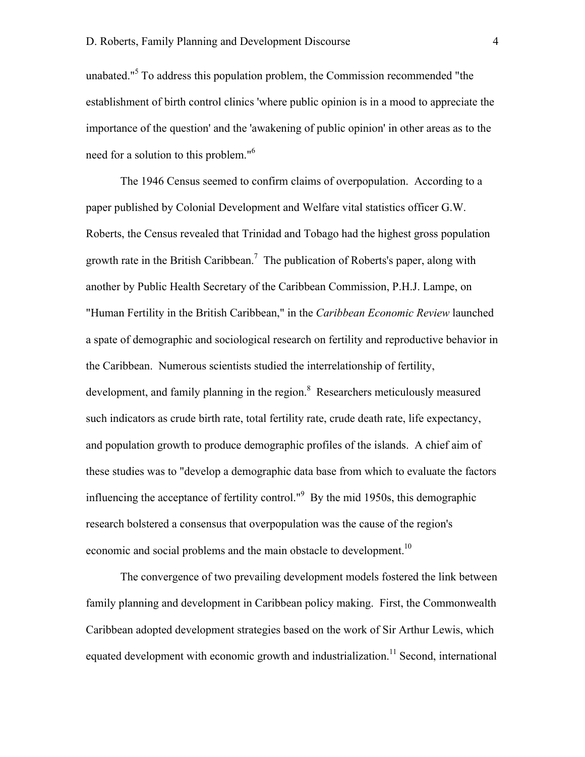unabated."[5] To address this population problem, the Commission recommended "the establishment of birth control clinics 'where public opinion is in a mood to appreciate the importance of the question' and the 'awakening of public opinion' in other areas as to the need for a solution to this problem."[6]

The 1946 Census seemed to confirm claims of overpopulation. According to a paper published by Colonial Development and Welfare vital statistics officer G.W. Roberts, the Census revealed that Trinidad and Tobago had the highest gross population growth rate in the British Caribbean.[7] The publication of Roberts's paper, along with another by Public Health Secretary of the Caribbean Commission, P.H.J. Lampe, on "Human Fertility in the British Caribbean," in the *Caribbean Economic Review* launched a spate of demographic and sociological research on fertility and reproductive behavior in the Caribbean. Numerous scientists studied the interrelationship of fertility, development, and family planning in the region.[8] Researchers meticulously measured such indicators as crude birth rate, total fertility rate, crude death rate, life expectancy, and population growth to produce demographic profiles of the islands. A chief aim of these studies was to "develop a demographic data base from which to evaluate the factors influencing the acceptance of fertility control."[9] By the mid 1950s, this demographic research bolstered a consensus that overpopulation was the cause of the region's economic and social problems and the main obstacle to development.[10]

The convergence of two prevailing development models fostered the link between family planning and development in Caribbean policy making. First, the Commonwealth Caribbean adopted development strategies based on the work of Sir Arthur Lewis, which equated development with economic growth and industrialization.[11] Second, international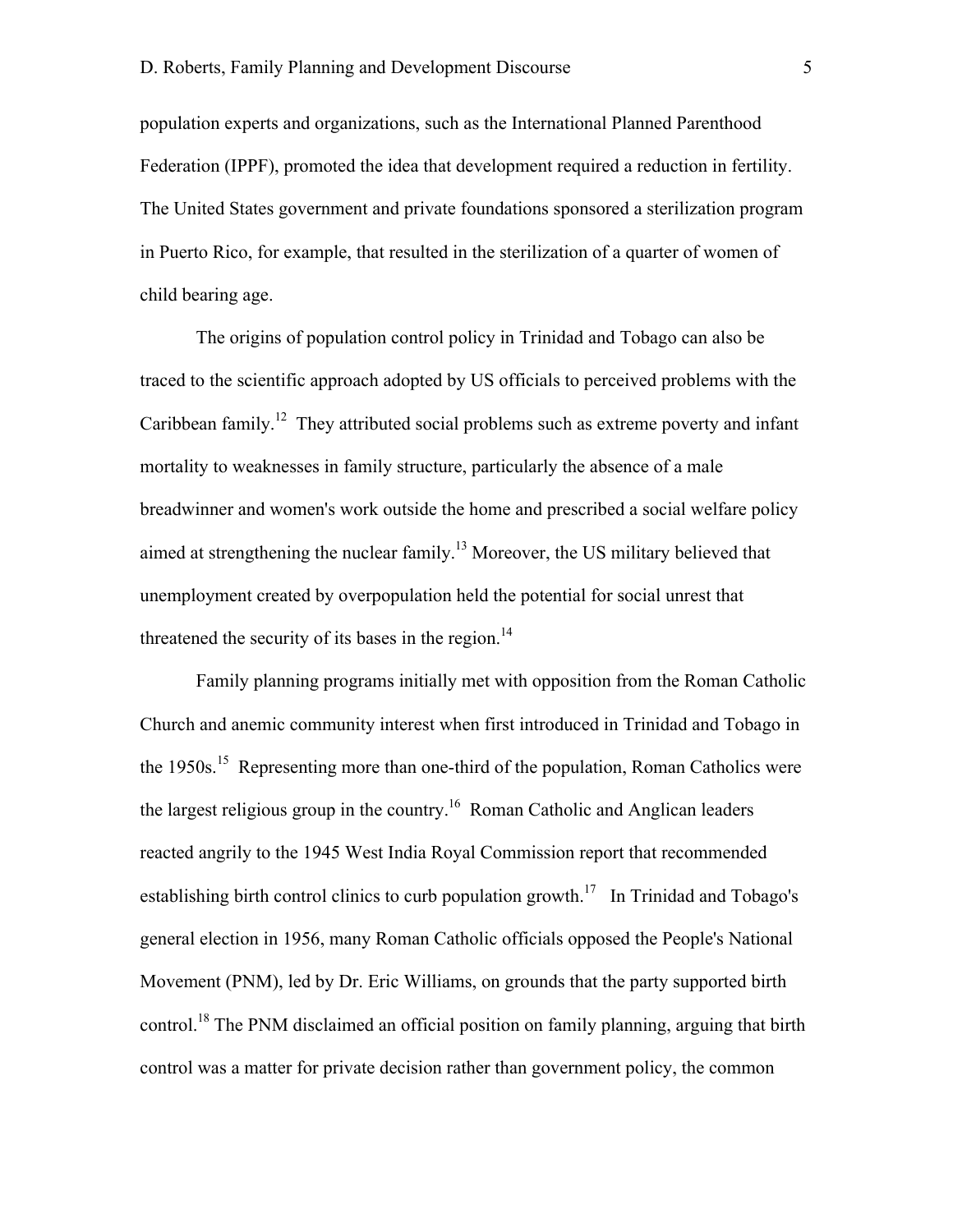population experts and organizations, such as the International Planned Parenthood Federation (IPPF), promoted the idea that development required a reduction in fertility. The United States government and private foundations sponsored a sterilization program in Puerto Rico, for example, that resulted in the sterilization of a quarter of women of child bearing age.

The origins of population control policy in Trinidad and Tobago can also be traced to the scientific approach adopted by US officials to perceived problems with the Caribbean family.[12] They attributed social problems such as extreme poverty and infant mortality to weaknesses in family structure, particularly the absence of a male breadwinner and women's work outside the home and prescribed a social welfare policy aimed at strengthening the nuclear family.[13] Moreover, the US military believed that unemployment created by overpopulation held the potential for social unrest that threatened the security of its bases in the region.[14]

Family planning programs initially met with opposition from the Roman Catholic Church and anemic community interest when first introduced in Trinidad and Tobago in the 1950s.[15] Representing more than one-third of the population, Roman Catholics were the largest religious group in the country.[16] Roman Catholic and Anglican leaders reacted angrily to the 1945 West India Royal Commission report that recommended establishing birth control clinics to curb population growth.[17] In Trinidad and Tobago's general election in 1956, many Roman Catholic officials opposed the People's National Movement (PNM), led by Dr. Eric Williams, on grounds that the party supported birth control.[18] The PNM disclaimed an official position on family planning, arguing that birth control was a matter for private decision rather than government policy, the common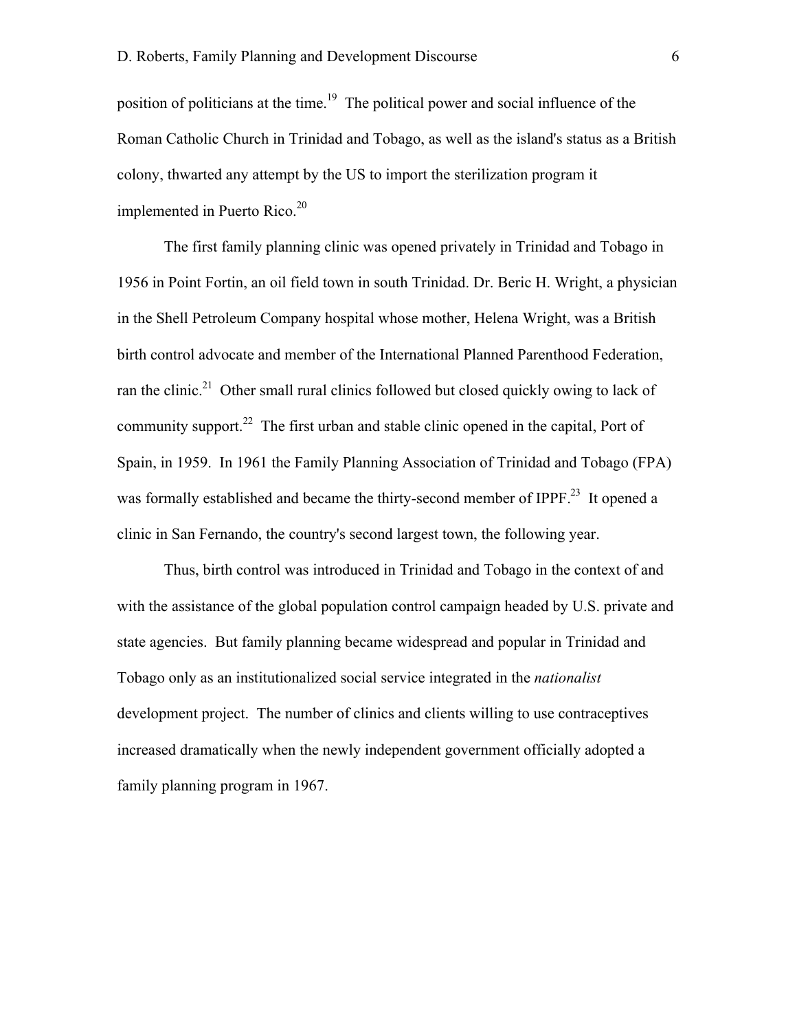position of politicians at the time.[19] The political power and social influence of the Roman Catholic Church in Trinidad and Tobago, as well as the island's status as a British colony, thwarted any attempt by the US to import the sterilization program it implemented in Puerto Rico.[20]

The first family planning clinic was opened privately in Trinidad and Tobago in 1956 in Point Fortin, an oil field town in south Trinidad. Dr. Beric H. Wright, a physician in the Shell Petroleum Company hospital whose mother, Helena Wright, was a British birth control advocate and member of the International Planned Parenthood Federation, ran the clinic.[21] Other small rural clinics followed but closed quickly owing to lack of community support.[22] The first urban and stable clinic opened in the capital, Port of Spain, in 1959. In 1961 the Family Planning Association of Trinidad and Tobago (FPA) was formally established and became the thirty-second member of IPPF.[23] It opened a clinic in San Fernando, the country's second largest town, the following year.

Thus, birth control was introduced in Trinidad and Tobago in the context of and with the assistance of the global population control campaign headed by U.S. private and state agencies. But family planning became widespread and popular in Trinidad and Tobago only as an institutionalized social service integrated in the *nationalist* development project. The number of clinics and clients willing to use contraceptives increased dramatically when the newly independent government officially adopted a family planning program in 1967.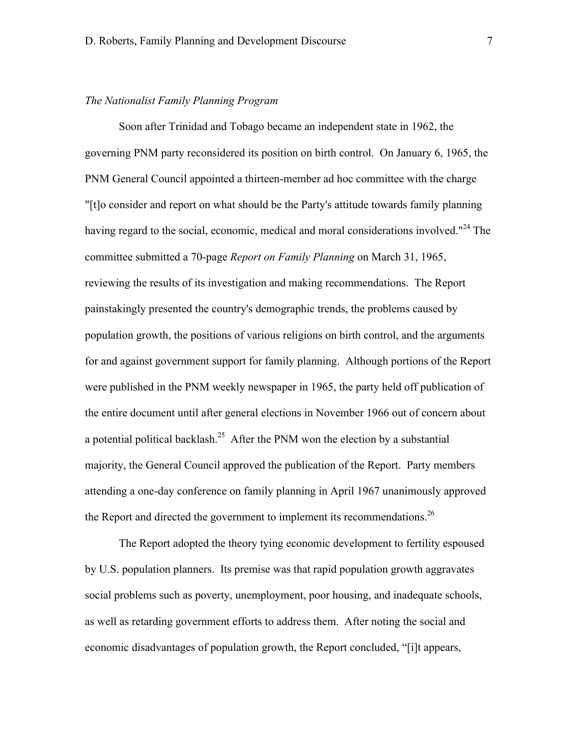*The Nationalist Family Planning Program*

Soon after Trinidad and Tobago became an independent state in 1962, the governing PNM party reconsidered its position on birth control. On January 6, 1965, the PNM General Council appointed a thirteen-member ad hoc committee with the charge "[t]o consider and report on what should be the Party's attitude towards family planning having regard to the social, economic, medical and moral considerations involved."[24] The committee submitted a 70-page *Report on Family Planning* on March 31, 1965, reviewing the results of its investigation and making recommendations. The Report painstakingly presented the country's demographic trends, the problems caused by population growth, the positions of various religions on birth control, and the arguments for and against government support for family planning. Although portions of the Report were published in the PNM weekly newspaper in 1965, the party held off publication of the entire document until after general elections in November 1966 out of concern about a potential political backlash.[25] After the PNM won the election by a substantial majority, the General Council approved the publication of the Report. Party members attending a one-day conference on family planning in April 1967 unanimously approved the Report and directed the government to implement its recommendations.[26]

The Report adopted the theory tying economic development to fertility espoused by U.S. population planners. Its premise was that rapid population growth aggravates social problems such as poverty, unemployment, poor housing, and inadequate schools, as well as retarding government efforts to address them. After noting the social and economic disadvantages of population growth, the Report concluded, "[i]t appears,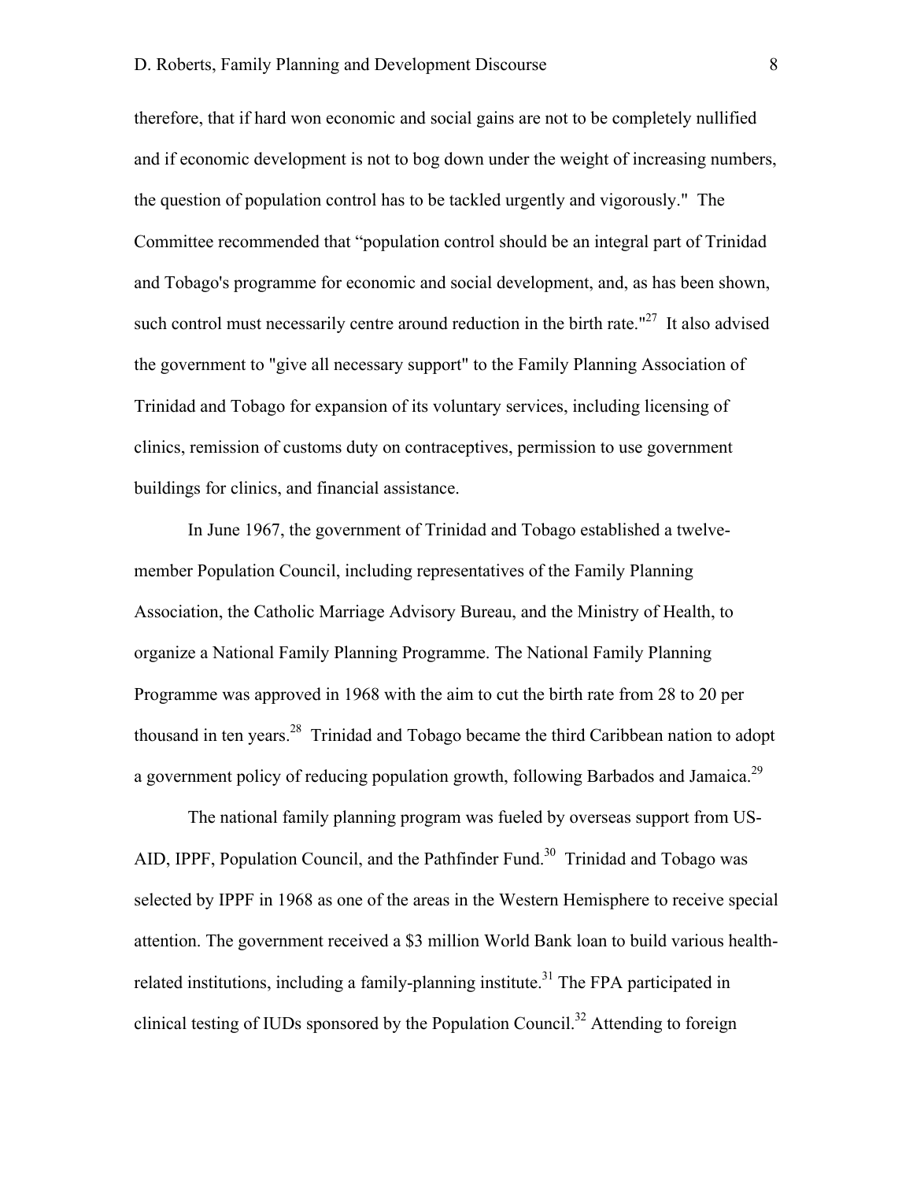therefore, that if hard won economic and social gains are not to be completely nullified and if economic development is not to bog down under the weight of increasing numbers, the question of population control has to be tackled urgently and vigorously." The Committee recommended that "population control should be an integral part of Trinidad and Tobago's programme for economic and social development, and, as has been shown, such control must necessarily centre around reduction in the birth rate."[27] It also advised the government to "give all necessary support" to the Family Planning Association of Trinidad and Tobago for expansion of its voluntary services, including licensing of clinics, remission of customs duty on contraceptives, permission to use government buildings for clinics, and financial assistance.

In June 1967, the government of Trinidad and Tobago established a twelve-member Population Council, including representatives of the Family Planning Association, the Catholic Marriage Advisory Bureau, and the Ministry of Health, to organize a National Family Planning Programme. The National Family Planning Programme was approved in 1968 with the aim to cut the birth rate from 28 to 20 per thousand in ten years.[28] Trinidad and Tobago became the third Caribbean nation to adopt a government policy of reducing population growth, following Barbados and Jamaica.[29]

The national family planning program was fueled by overseas support from US-AID, IPPF, Population Council, and the Pathfinder Fund.[30] Trinidad and Tobago was selected by IPPF in 1968 as one of the areas in the Western Hemisphere to receive special attention. The government received a $3 million World Bank loan to build various health-related institutions, including a family-planning institute.[31] The FPA participated in clinical testing of IUDs sponsored by the Population Council.[32] Attending to foreign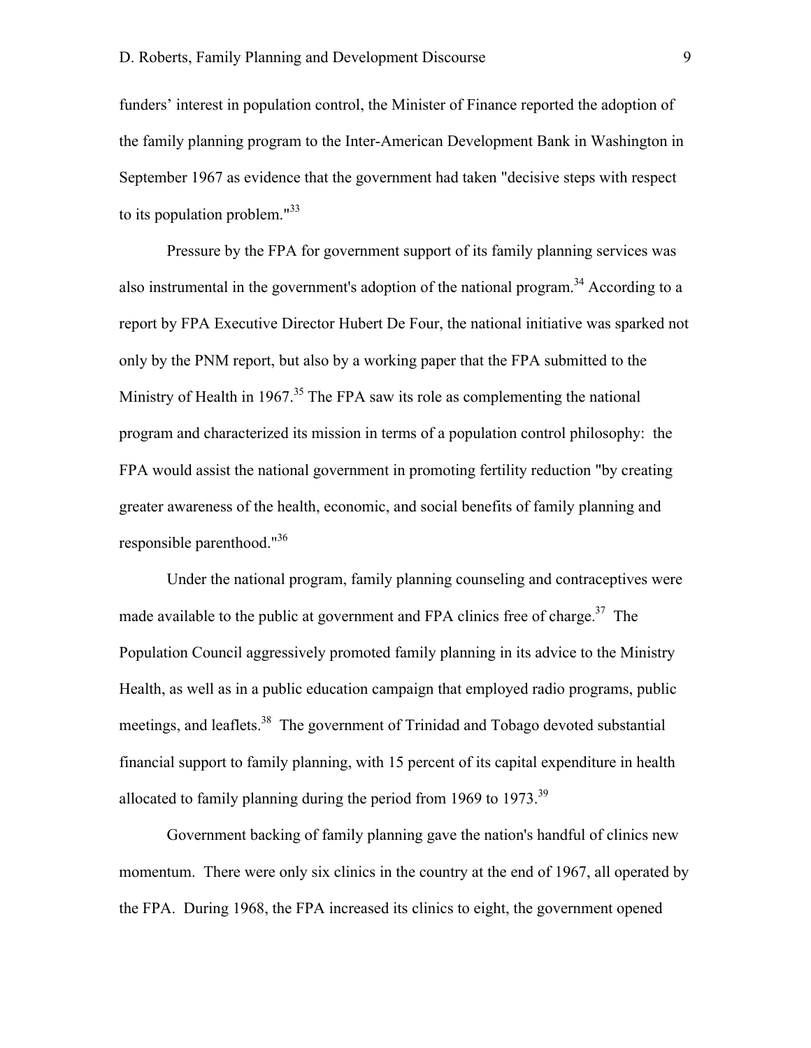funders' interest in population control, the Minister of Finance reported the adoption of the family planning program to the Inter-American Development Bank in Washington in September 1967 as evidence that the government had taken "decisive steps with respect to its population problem."[33]

Pressure by the FPA for government support of its family planning services was also instrumental in the government's adoption of the national program.[34] According to a report by FPA Executive Director Hubert De Four, the national initiative was sparked not only by the PNM report, but also by a working paper that the FPA submitted to the Ministry of Health in 1967.[35] The FPA saw its role as complementing the national program and characterized its mission in terms of a population control philosophy: the FPA would assist the national government in promoting fertility reduction "by creating greater awareness of the health, economic, and social benefits of family planning and responsible parenthood."[36]

Under the national program, family planning counseling and contraceptives were made available to the public at government and FPA clinics free of charge.[37] The Population Council aggressively promoted family planning in its advice to the Ministry Health, as well as in a public education campaign that employed radio programs, public meetings, and leaflets.[38] The government of Trinidad and Tobago devoted substantial financial support to family planning, with 15 percent of its capital expenditure in health allocated to family planning during the period from 1969 to 1973.[39]

Government backing of family planning gave the nation's handful of clinics new momentum. There were only six clinics in the country at the end of 1967, all operated by the FPA. During 1968, the FPA increased its clinics to eight, the government opened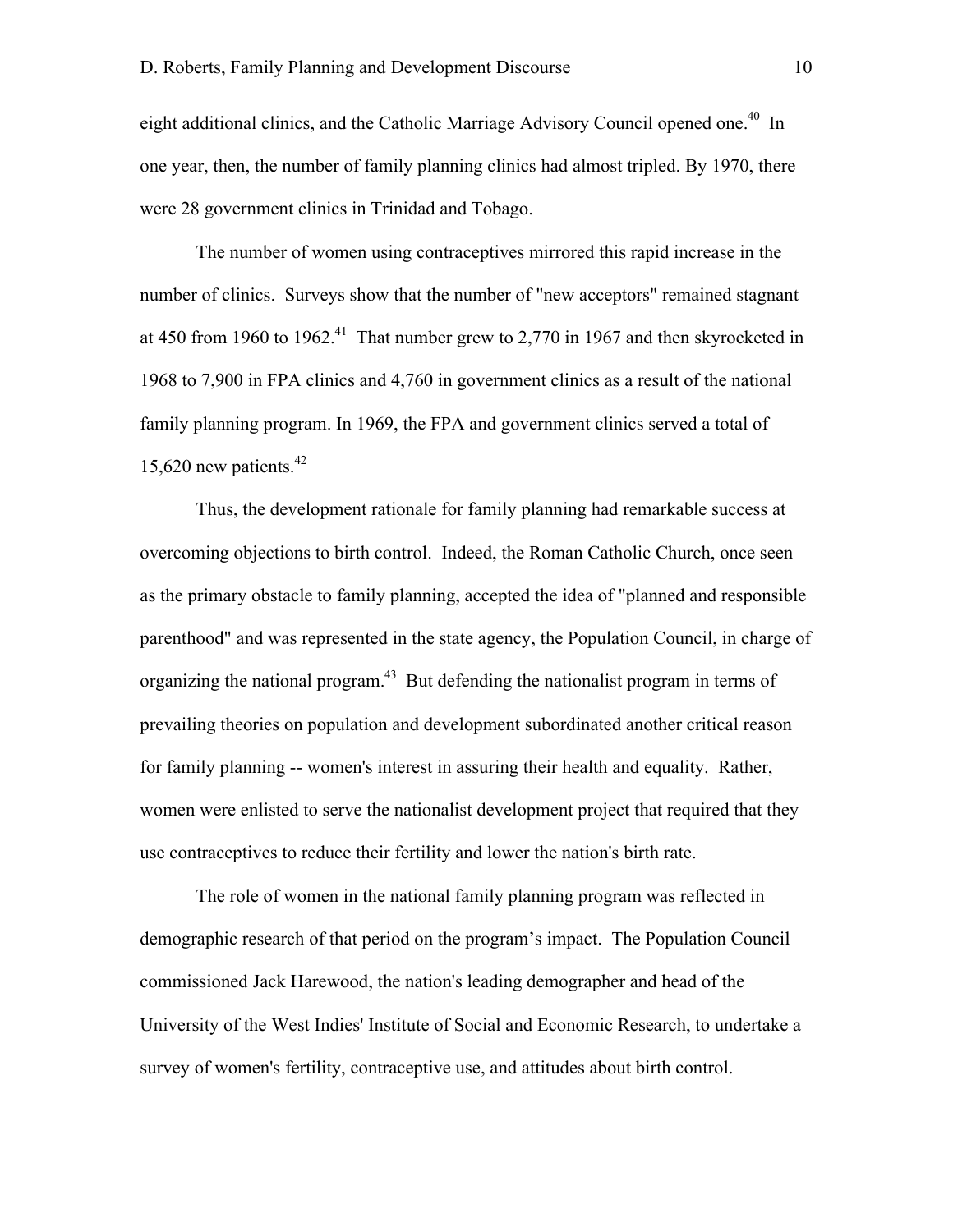eight additional clinics, and the Catholic Marriage Advisory Council opened one.[40] In one year, then, the number of family planning clinics had almost tripled. By 1970, there were 28 government clinics in Trinidad and Tobago.

The number of women using contraceptives mirrored this rapid increase in the number of clinics. Surveys show that the number of "new acceptors" remained stagnant at 450 from 1960 to 1962.[41] That number grew to 2,770 in 1967 and then skyrocketed in 1968 to 7,900 in FPA clinics and 4,760 in government clinics as a result of the national family planning program. In 1969, the FPA and government clinics served a total of 15,620 new patients.[42]

Thus, the development rationale for family planning had remarkable success at overcoming objections to birth control. Indeed, the Roman Catholic Church, once seen as the primary obstacle to family planning, accepted the idea of "planned and responsible parenthood" and was represented in the state agency, the Population Council, in charge of organizing the national program.[43] But defending the nationalist program in terms of prevailing theories on population and development subordinated another critical reason for family planning -- women's interest in assuring their health and equality. Rather, women were enlisted to serve the nationalist development project that required that they use contraceptives to reduce their fertility and lower the nation's birth rate.

The role of women in the national family planning program was reflected in demographic research of that period on the program's impact. The Population Council commissioned Jack Harewood, the nation's leading demographer and head of the University of the West Indies' Institute of Social and Economic Research, to undertake a survey of women's fertility, contraceptive use, and attitudes about birth control.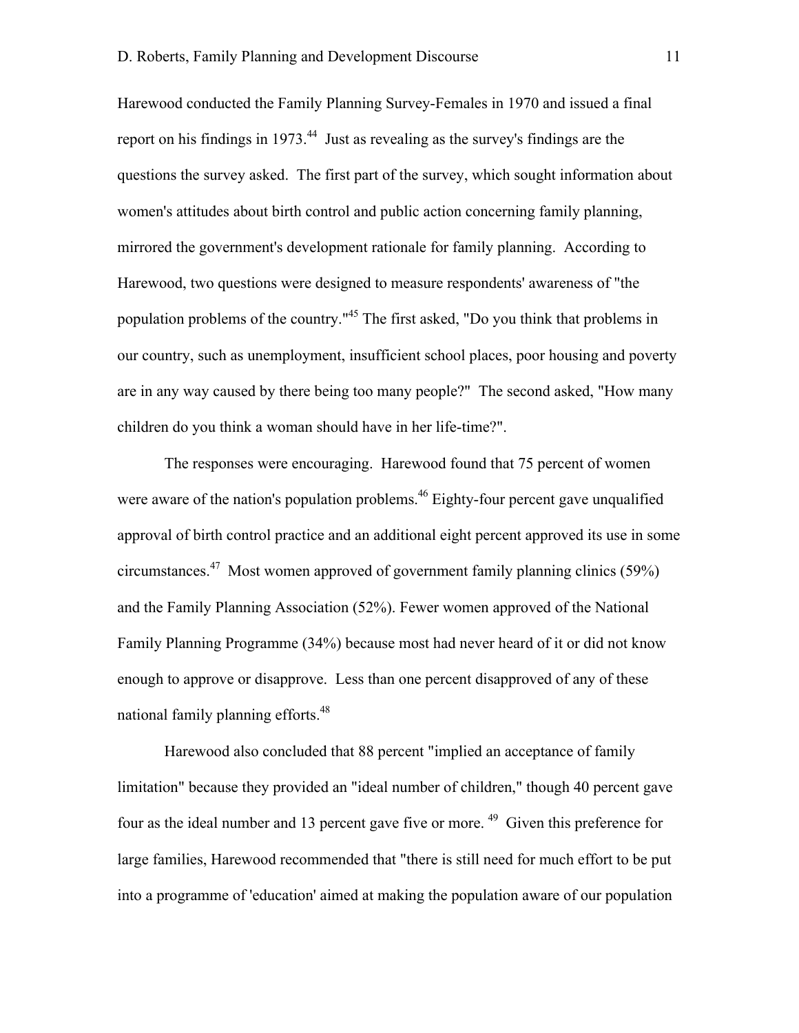Harewood conducted the Family Planning Survey-Females in 1970 and issued a final report on his findings in 1973.[44] Just as revealing as the survey's findings are the questions the survey asked. The first part of the survey, which sought information about women's attitudes about birth control and public action concerning family planning, mirrored the government's development rationale for family planning. According to Harewood, two questions were designed to measure respondents' awareness of "the population problems of the country."[45] The first asked, "Do you think that problems in our country, such as unemployment, insufficient school places, poor housing and poverty are in any way caused by there being too many people?" The second asked, "How many children do you think a woman should have in her life-time?".

The responses were encouraging. Harewood found that 75 percent of women were aware of the nation's population problems.[46] Eighty-four percent gave unqualified approval of birth control practice and an additional eight percent approved its use in some circumstances.[47] Most women approved of government family planning clinics (59%) and the Family Planning Association (52%). Fewer women approved of the National Family Planning Programme (34%) because most had never heard of it or did not know enough to approve or disapprove. Less than one percent disapproved of any of these national family planning efforts.[48]

Harewood also concluded that 88 percent "implied an acceptance of family limitation" because they provided an "ideal number of children," though 40 percent gave four as the ideal number and 13 percent gave five or more.[49] Given this preference for large families, Harewood recommended that "there is still need for much effort to be put into a programme of 'education' aimed at making the population aware of our population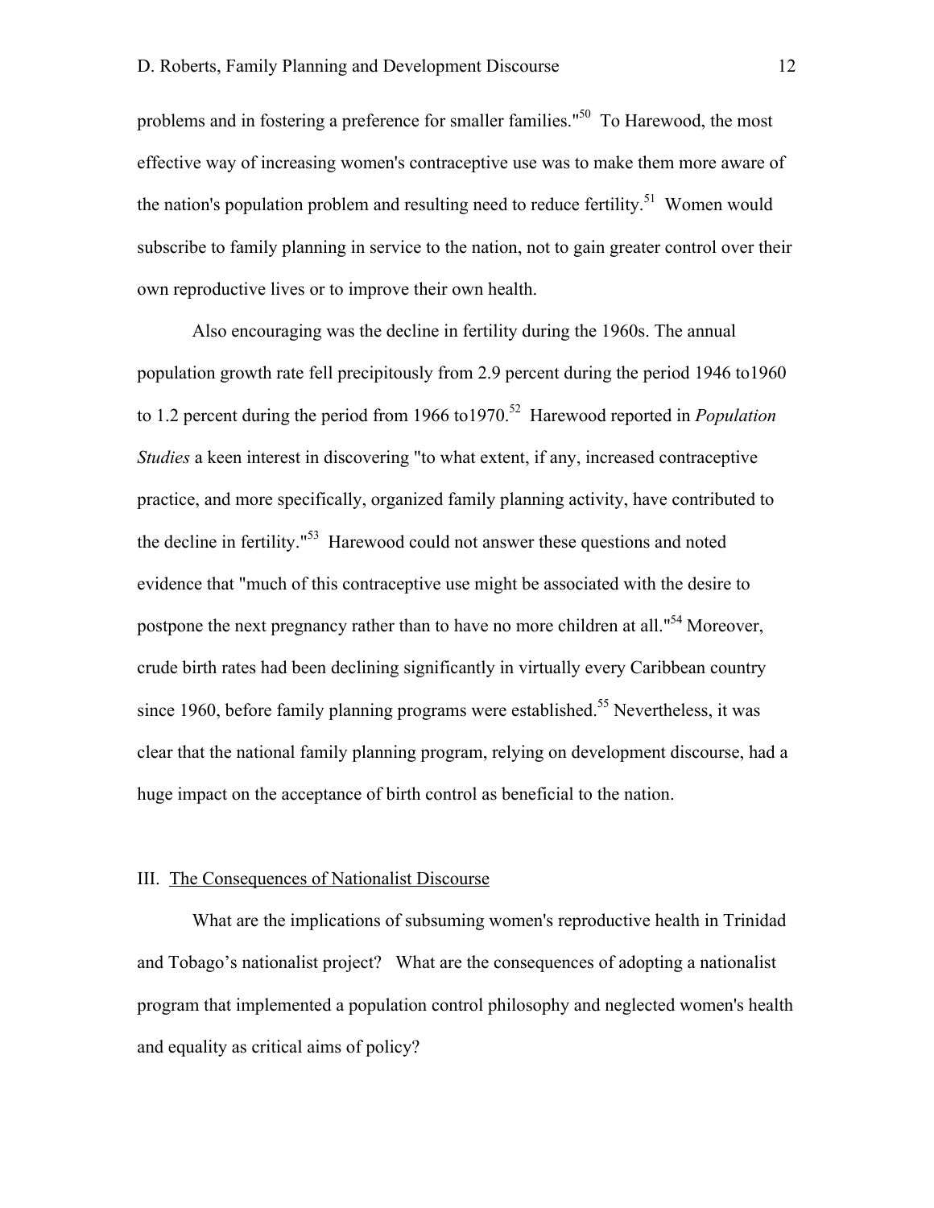problems and in fostering a preference for smaller families."[50] To Harewood, the most effective way of increasing women's contraceptive use was to make them more aware of the nation's population problem and resulting need to reduce fertility.[51] Women would subscribe to family planning in service to the nation, not to gain greater control over their own reproductive lives or to improve their own health.

Also encouraging was the decline in fertility during the 1960s. The annual population growth rate fell precipitously from 2.9 percent during the period 1946 to1960 to 1.2 percent during the period from 1966 to1970.[52] Harewood reported in *Population Studies* a keen interest in discovering "to what extent, if any, increased contraceptive practice, and more specifically, organized family planning activity, have contributed to the decline in fertility."[53] Harewood could not answer these questions and noted evidence that "much of this contraceptive use might be associated with the desire to postpone the next pregnancy rather than to have no more children at all."[54] Moreover, crude birth rates had been declining significantly in virtually every Caribbean country since 1960, before family planning programs were established.[55] Nevertheless, it was clear that the national family planning program, relying on development discourse, had a huge impact on the acceptance of birth control as beneficial to the nation.

## III. The Consequences of Nationalist Discourse

What are the implications of subsuming women's reproductive health in Trinidad and Tobago's nationalist project? What are the consequences of adopting a nationalist program that implemented a population control philosophy and neglected women's health and equality as critical aims of policy?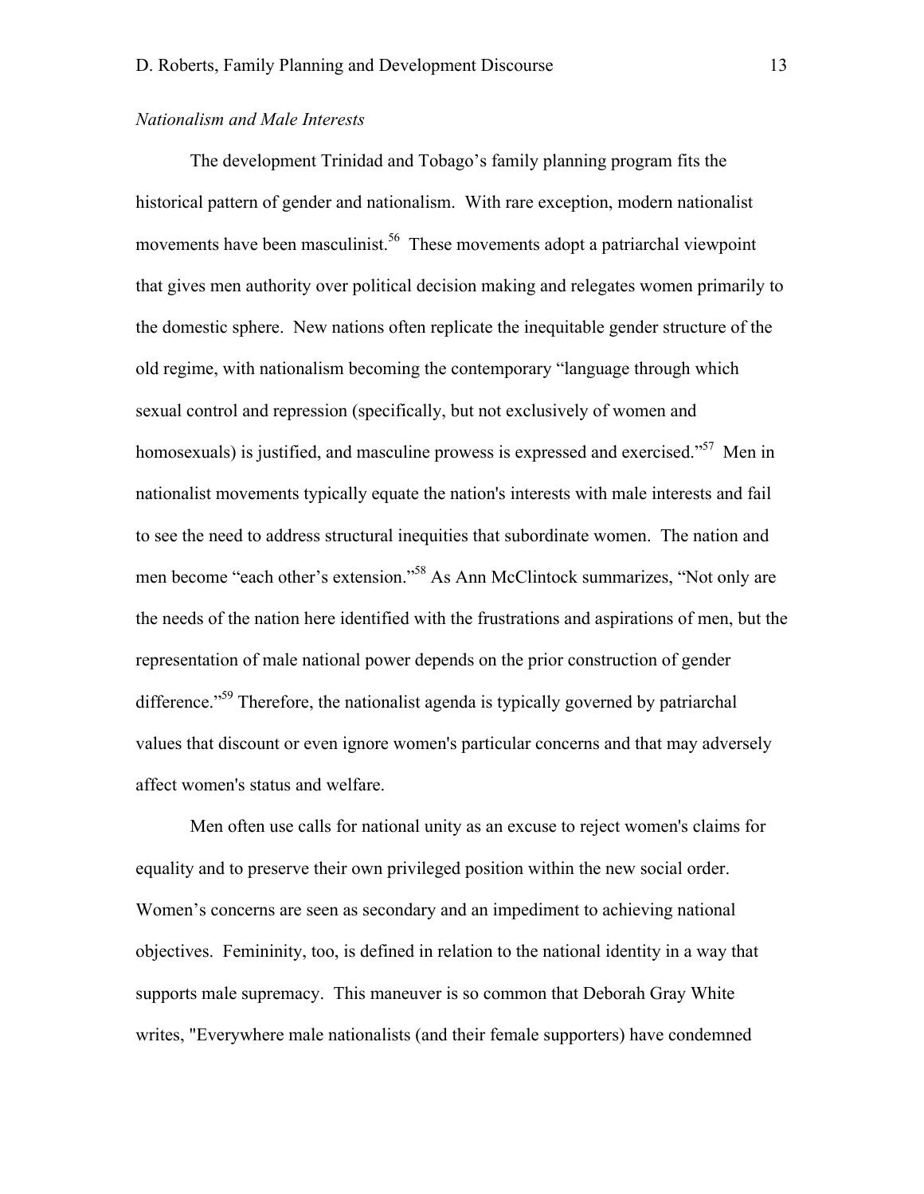*Nationalism and Male Interests*

The development Trinidad and Tobago's family planning program fits the historical pattern of gender and nationalism. With rare exception, modern nationalist movements have been masculinist.[56] These movements adopt a patriarchal viewpoint that gives men authority over political decision making and relegates women primarily to the domestic sphere. New nations often replicate the inequitable gender structure of the old regime, with nationalism becoming the contemporary "language through which sexual control and repression (specifically, but not exclusively of women and homosexuals) is justified, and masculine prowess is expressed and exercised."[57] Men in nationalist movements typically equate the nation's interests with male interests and fail to see the need to address structural inequities that subordinate women. The nation and men become "each other's extension."[58] As Ann McClintock summarizes, "Not only are the needs of the nation here identified with the frustrations and aspirations of men, but the representation of male national power depends on the prior construction of gender difference."[59] Therefore, the nationalist agenda is typically governed by patriarchal values that discount or even ignore women's particular concerns and that may adversely affect women's status and welfare.

Men often use calls for national unity as an excuse to reject women's claims for equality and to preserve their own privileged position within the new social order. Women's concerns are seen as secondary and an impediment to achieving national objectives. Femininity, too, is defined in relation to the national identity in a way that supports male supremacy. This maneuver is so common that Deborah Gray White writes, "Everywhere male nationalists (and their female supporters) have condemned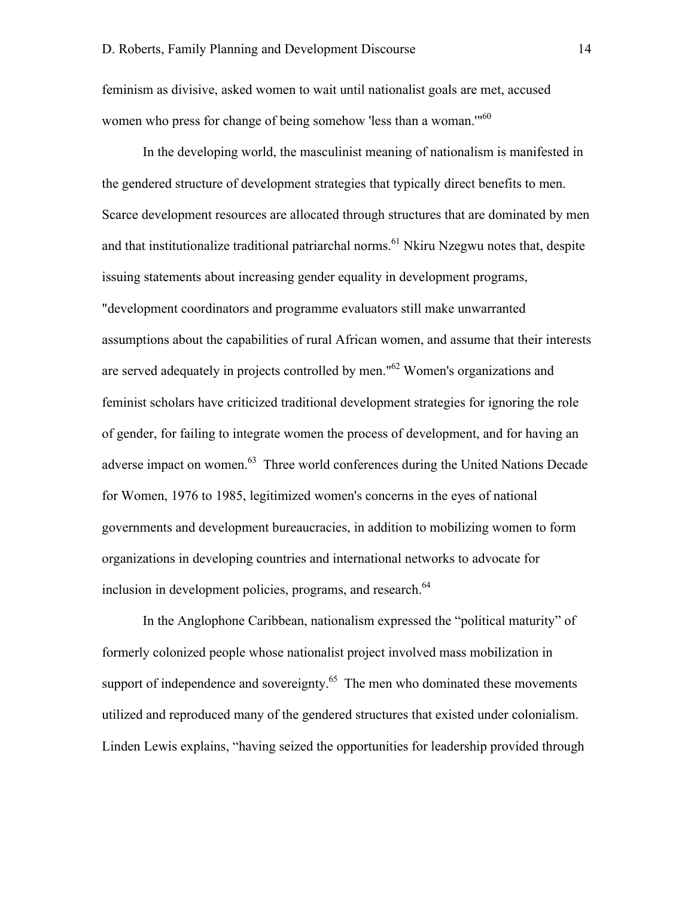feminism as divisive, asked women to wait until nationalist goals are met, accused women who press for change of being somehow 'less than a woman.'"[60]

In the developing world, the masculinist meaning of nationalism is manifested in the gendered structure of development strategies that typically direct benefits to men. Scarce development resources are allocated through structures that are dominated by men and that institutionalize traditional patriarchal norms.[61] Nkiru Nzegwu notes that, despite issuing statements about increasing gender equality in development programs, "development coordinators and programme evaluators still make unwarranted assumptions about the capabilities of rural African women, and assume that their interests are served adequately in projects controlled by men."[62] Women's organizations and feminist scholars have criticized traditional development strategies for ignoring the role of gender, for failing to integrate women the process of development, and for having an adverse impact on women.[63] Three world conferences during the United Nations Decade for Women, 1976 to 1985, legitimized women's concerns in the eyes of national governments and development bureaucracies, in addition to mobilizing women to form organizations in developing countries and international networks to advocate for inclusion in development policies, programs, and research.[64]

In the Anglophone Caribbean, nationalism expressed the "political maturity" of formerly colonized people whose nationalist project involved mass mobilization in support of independence and sovereignty.[65] The men who dominated these movements utilized and reproduced many of the gendered structures that existed under colonialism. Linden Lewis explains, "having seized the opportunities for leadership provided through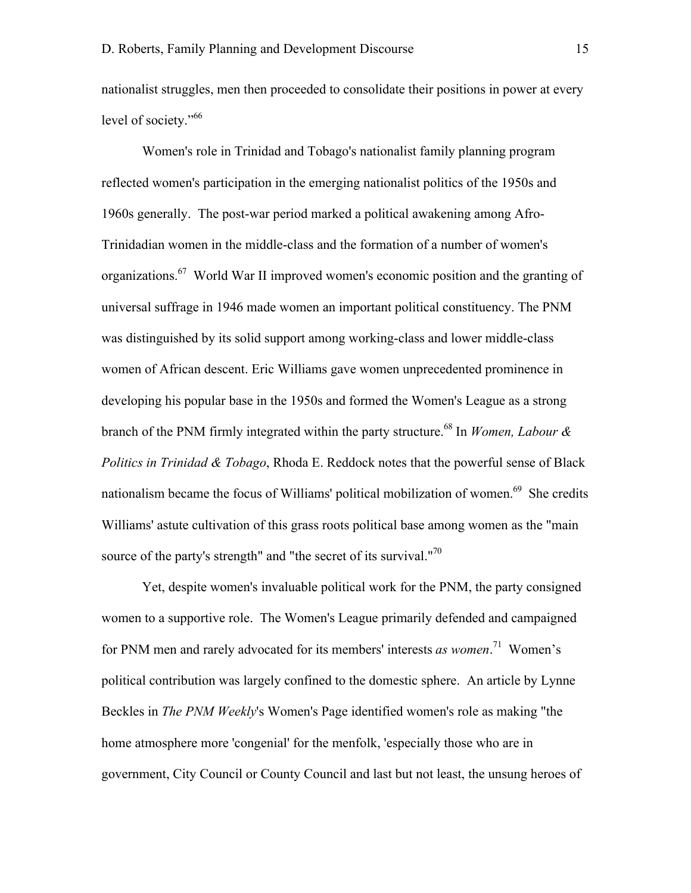nationalist struggles, men then proceeded to consolidate their positions in power at every level of society."[66]

Women's role in Trinidad and Tobago's nationalist family planning program reflected women's participation in the emerging nationalist politics of the 1950s and 1960s generally. The post-war period marked a political awakening among Afro-Trinidadian women in the middle-class and the formation of a number of women's organizations.[67] World War II improved women's economic position and the granting of universal suffrage in 1946 made women an important political constituency. The PNM was distinguished by its solid support among working-class and lower middle-class women of African descent. Eric Williams gave women unprecedented prominence in developing his popular base in the 1950s and formed the Women's League as a strong branch of the PNM firmly integrated within the party structure.[68] In *Women, Labour & Politics in Trinidad & Tobago*, Rhoda E. Reddock notes that the powerful sense of Black nationalism became the focus of Williams' political mobilization of women.[69] She credits Williams' astute cultivation of this grass roots political base among women as the "main source of the party's strength" and "the secret of its survival."[70]

Yet, despite women's invaluable political work for the PNM, the party consigned women to a supportive role. The Women's League primarily defended and campaigned for PNM men and rarely advocated for its members' interests *as women*.[71] Women's political contribution was largely confined to the domestic sphere. An article by Lynne Beckles in *The PNM Weekly*'s Women's Page identified women's role as making "the home atmosphere more 'congenial' for the menfolk, 'especially those who are in government, City Council or County Council and last but not least, the unsung heroes of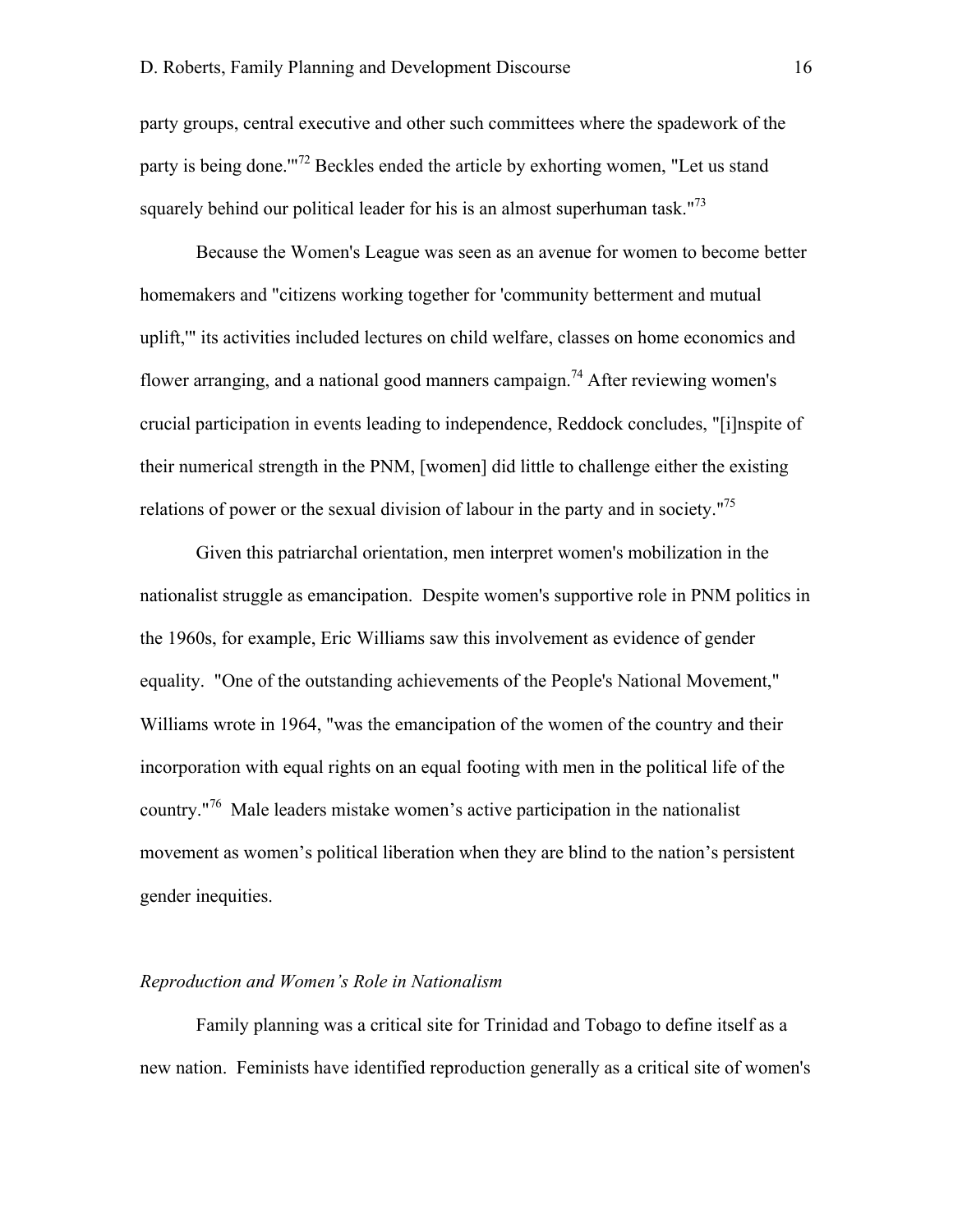party groups, central executive and other such committees where the spadework of the party is being done.'"[72] Beckles ended the article by exhorting women, "Let us stand squarely behind our political leader for his is an almost superhuman task."[73]

Because the Women's League was seen as an avenue for women to become better homemakers and "citizens working together for 'community betterment and mutual uplift,'" its activities included lectures on child welfare, classes on home economics and flower arranging, and a national good manners campaign.[74] After reviewing women's crucial participation in events leading to independence, Reddock concludes, "[i]nspite of their numerical strength in the PNM, [women] did little to challenge either the existing relations of power or the sexual division of labour in the party and in society."[75]

Given this patriarchal orientation, men interpret women's mobilization in the nationalist struggle as emancipation. Despite women's supportive role in PNM politics in the 1960s, for example, Eric Williams saw this involvement as evidence of gender equality. "One of the outstanding achievements of the People's National Movement," Williams wrote in 1964, "was the emancipation of the women of the country and their incorporation with equal rights on an equal footing with men in the political life of the country."[76] Male leaders mistake women's active participation in the nationalist movement as women's political liberation when they are blind to the nation's persistent gender inequities.

### *Reproduction and Women's Role in Nationalism*

Family planning was a critical site for Trinidad and Tobago to define itself as a new nation. Feminists have identified reproduction generally as a critical site of women's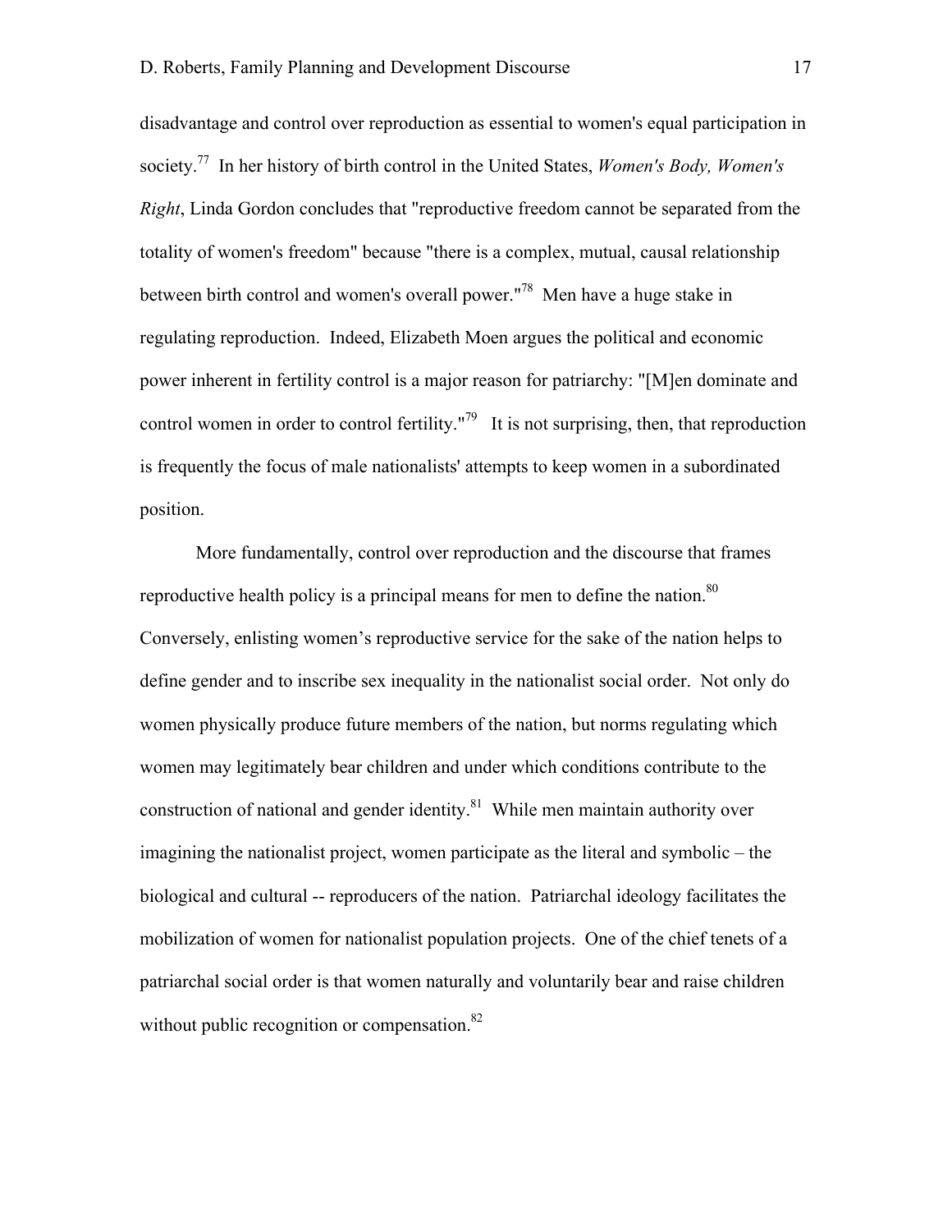disadvantage and control over reproduction as essential to women's equal participation in society.[77] In her history of birth control in the United States, *Women's Body, Women's Right*, Linda Gordon concludes that "reproductive freedom cannot be separated from the totality of women's freedom" because "there is a complex, mutual, causal relationship between birth control and women's overall power."[78] Men have a huge stake in regulating reproduction. Indeed, Elizabeth Moen argues the political and economic power inherent in fertility control is a major reason for patriarchy: "[M]en dominate and control women in order to control fertility."[79] It is not surprising, then, that reproduction is frequently the focus of male nationalists' attempts to keep women in a subordinated position.

More fundamentally, control over reproduction and the discourse that frames reproductive health policy is a principal means for men to define the nation.[80] Conversely, enlisting women's reproductive service for the sake of the nation helps to define gender and to inscribe sex inequality in the nationalist social order. Not only do women physically produce future members of the nation, but norms regulating which women may legitimately bear children and under which conditions contribute to the construction of national and gender identity.[81] While men maintain authority over imagining the nationalist project, women participate as the literal and symbolic – the biological and cultural -- reproducers of the nation. Patriarchal ideology facilitates the mobilization of women for nationalist population projects. One of the chief tenets of a patriarchal social order is that women naturally and voluntarily bear and raise children without public recognition or compensation.[82]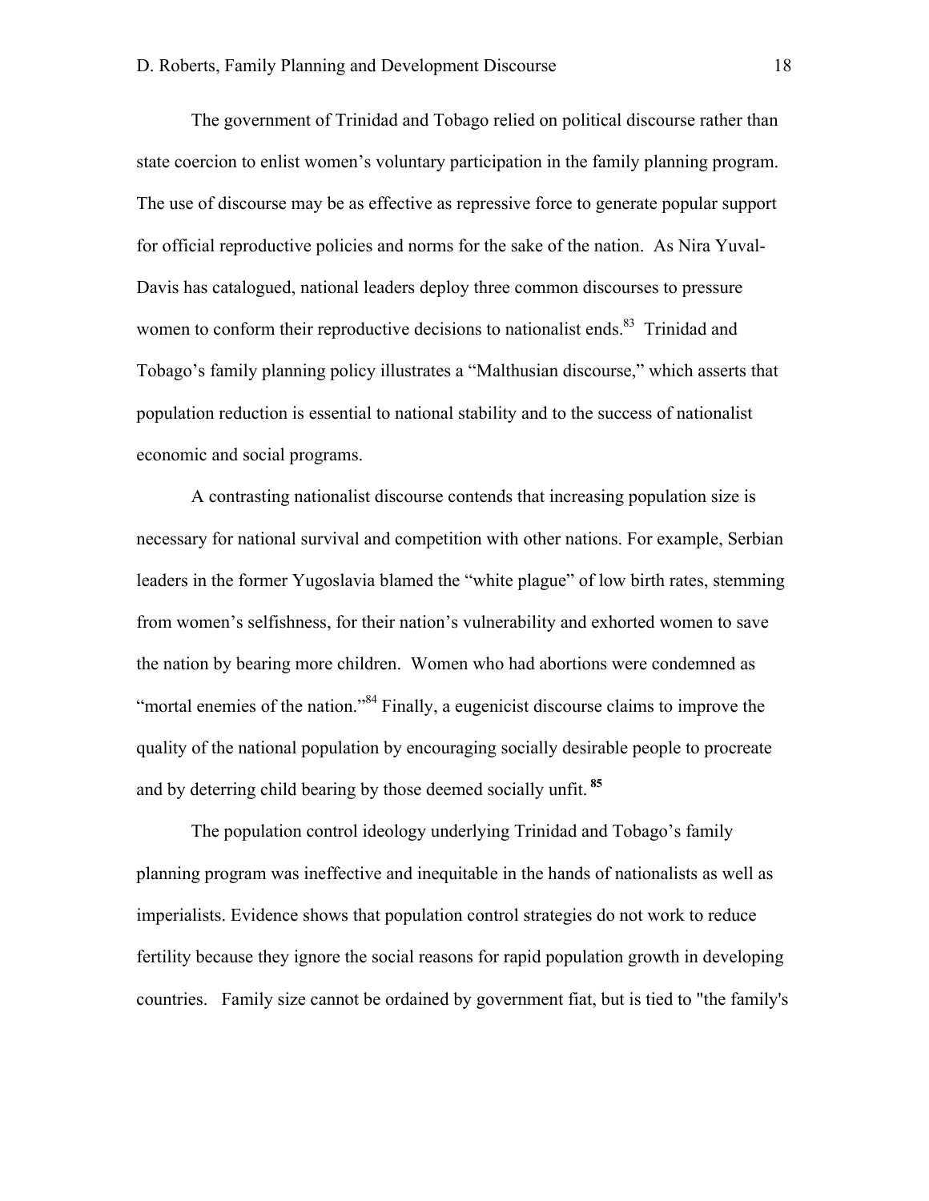The government of Trinidad and Tobago relied on political discourse rather than state coercion to enlist women's voluntary participation in the family planning program. The use of discourse may be as effective as repressive force to generate popular support for official reproductive policies and norms for the sake of the nation. As Nira Yuval-Davis has catalogued, national leaders deploy three common discourses to pressure women to conform their reproductive decisions to nationalist ends.[83] Trinidad and Tobago's family planning policy illustrates a "Malthusian discourse," which asserts that population reduction is essential to national stability and to the success of nationalist economic and social programs.

A contrasting nationalist discourse contends that increasing population size is necessary for national survival and competition with other nations. For example, Serbian leaders in the former Yugoslavia blamed the "white plague" of low birth rates, stemming from women's selfishness, for their nation's vulnerability and exhorted women to save the nation by bearing more children. Women who had abortions were condemned as "mortal enemies of the nation."[84] Finally, a eugenicist discourse claims to improve the quality of the national population by encouraging socially desirable people to procreate and by deterring child bearing by those deemed socially unfit.[85]

The population control ideology underlying Trinidad and Tobago's family planning program was ineffective and inequitable in the hands of nationalists as well as imperialists. Evidence shows that population control strategies do not work to reduce fertility because they ignore the social reasons for rapid population growth in developing countries. Family size cannot be ordained by government fiat, but is tied to "the family's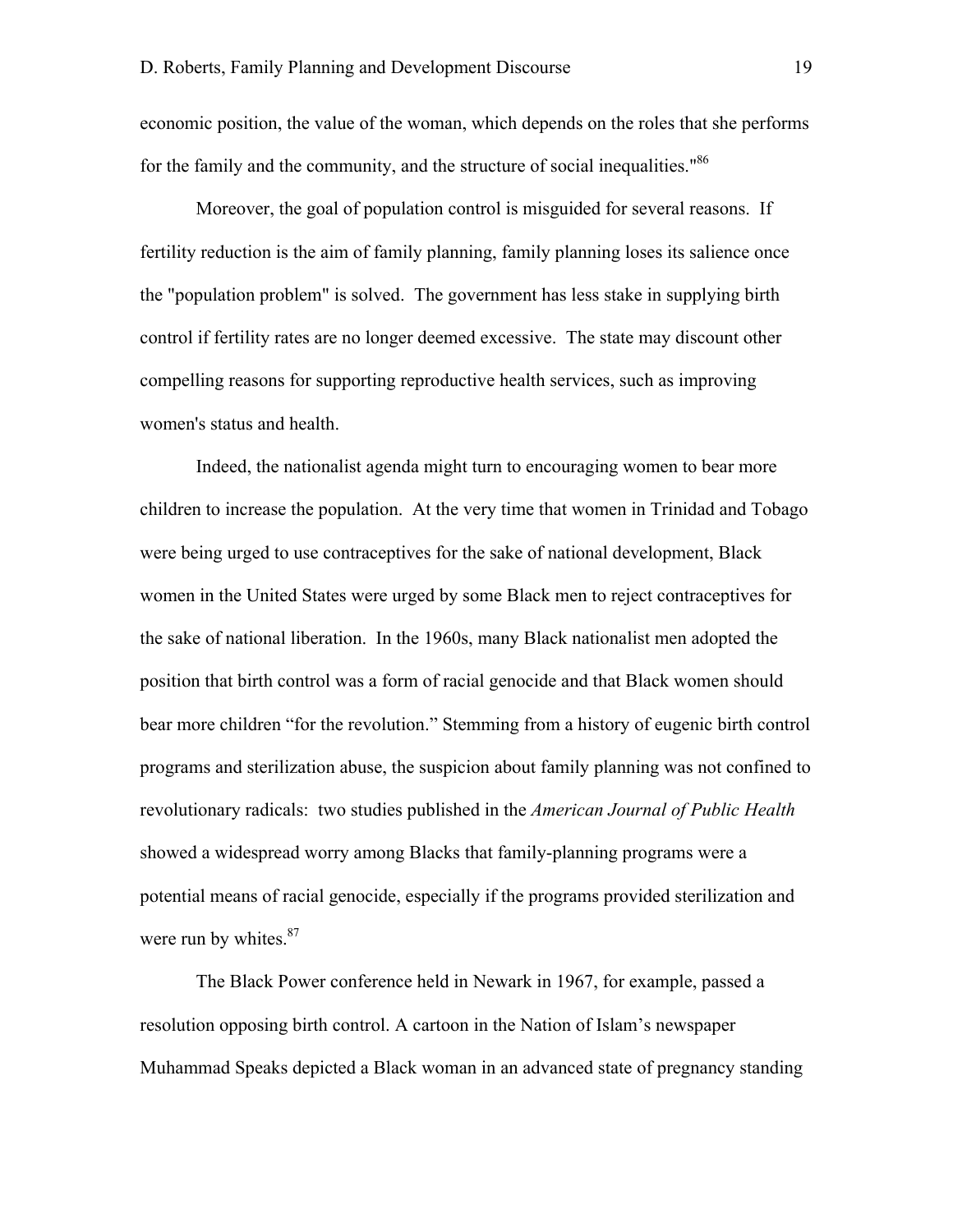economic position, the value of the woman, which depends on the roles that she performs for the family and the community, and the structure of social inequalities."[86]

Moreover, the goal of population control is misguided for several reasons. If fertility reduction is the aim of family planning, family planning loses its salience once the "population problem" is solved. The government has less stake in supplying birth control if fertility rates are no longer deemed excessive. The state may discount other compelling reasons for supporting reproductive health services, such as improving women's status and health.

Indeed, the nationalist agenda might turn to encouraging women to bear more children to increase the population. At the very time that women in Trinidad and Tobago were being urged to use contraceptives for the sake of national development, Black women in the United States were urged by some Black men to reject contraceptives for the sake of national liberation. In the 1960s, many Black nationalist men adopted the position that birth control was a form of racial genocide and that Black women should bear more children "for the revolution." Stemming from a history of eugenic birth control programs and sterilization abuse, the suspicion about family planning was not confined to revolutionary radicals: two studies published in the *American Journal of Public Health* showed a widespread worry among Blacks that family-planning programs were a potential means of racial genocide, especially if the programs provided sterilization and were run by whites.[87]

The Black Power conference held in Newark in 1967, for example, passed a resolution opposing birth control. A cartoon in the Nation of Islam's newspaper Muhammad Speaks depicted a Black woman in an advanced state of pregnancy standing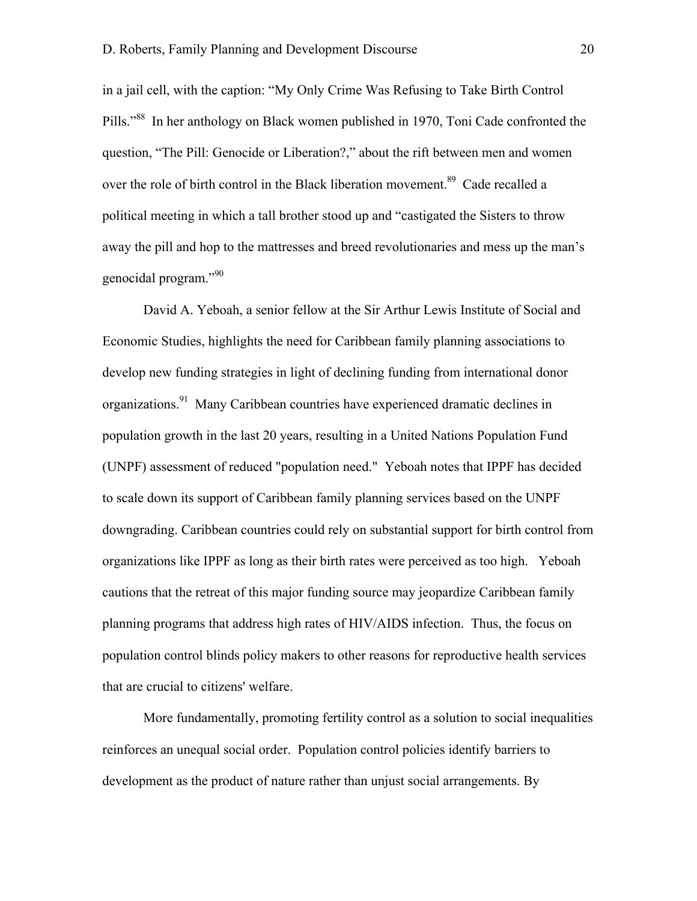in a jail cell, with the caption: "My Only Crime Was Refusing to Take Birth Control Pills."[88] In her anthology on Black women published in 1970, Toni Cade confronted the question, "The Pill: Genocide or Liberation?," about the rift between men and women over the role of birth control in the Black liberation movement.[89] Cade recalled a political meeting in which a tall brother stood up and "castigated the Sisters to throw away the pill and hop to the mattresses and breed revolutionaries and mess up the man's genocidal program."[90]

David A. Yeboah, a senior fellow at the Sir Arthur Lewis Institute of Social and Economic Studies, highlights the need for Caribbean family planning associations to develop new funding strategies in light of declining funding from international donor organizations.[91] Many Caribbean countries have experienced dramatic declines in population growth in the last 20 years, resulting in a United Nations Population Fund (UNPF) assessment of reduced "population need." Yeboah notes that IPPF has decided to scale down its support of Caribbean family planning services based on the UNPF downgrading. Caribbean countries could rely on substantial support for birth control from organizations like IPPF as long as their birth rates were perceived as too high. Yeboah cautions that the retreat of this major funding source may jeopardize Caribbean family planning programs that address high rates of HIV/AIDS infection. Thus, the focus on population control blinds policy makers to other reasons for reproductive health services that are crucial to citizens' welfare.

More fundamentally, promoting fertility control as a solution to social inequalities reinforces an unequal social order. Population control policies identify barriers to development as the product of nature rather than unjust social arrangements. By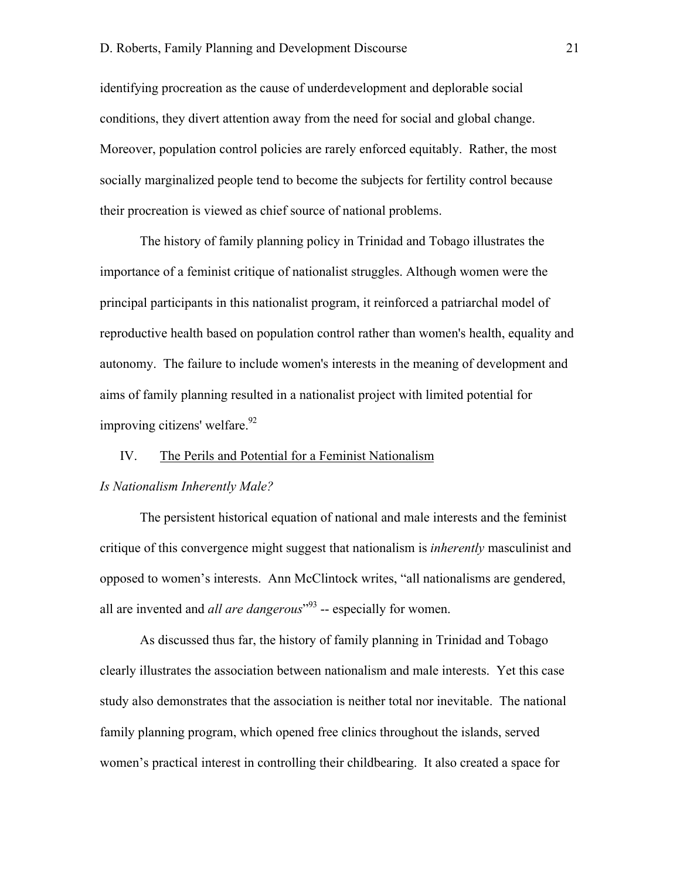identifying procreation as the cause of underdevelopment and deplorable social conditions, they divert attention away from the need for social and global change. Moreover, population control policies are rarely enforced equitably. Rather, the most socially marginalized people tend to become the subjects for fertility control because their procreation is viewed as chief source of national problems.

The history of family planning policy in Trinidad and Tobago illustrates the importance of a feminist critique of nationalist struggles. Although women were the principal participants in this nationalist program, it reinforced a patriarchal model of reproductive health based on population control rather than women's health, equality and autonomy. The failure to include women's interests in the meaning of development and aims of family planning resulted in a nationalist project with limited potential for improving citizens' welfare.[92]

## IV. The Perils and Potential for a Feminist Nationalism

### *Is Nationalism Inherently Male?*

The persistent historical equation of national and male interests and the feminist critique of this convergence might suggest that nationalism is *inherently* masculinist and opposed to women's interests. Ann McClintock writes, "all nationalisms are gendered, all are invented and *all are dangerous*"[93] -- especially for women.

As discussed thus far, the history of family planning in Trinidad and Tobago clearly illustrates the association between nationalism and male interests. Yet this case study also demonstrates that the association is neither total nor inevitable. The national family planning program, which opened free clinics throughout the islands, served women's practical interest in controlling their childbearing. It also created a space for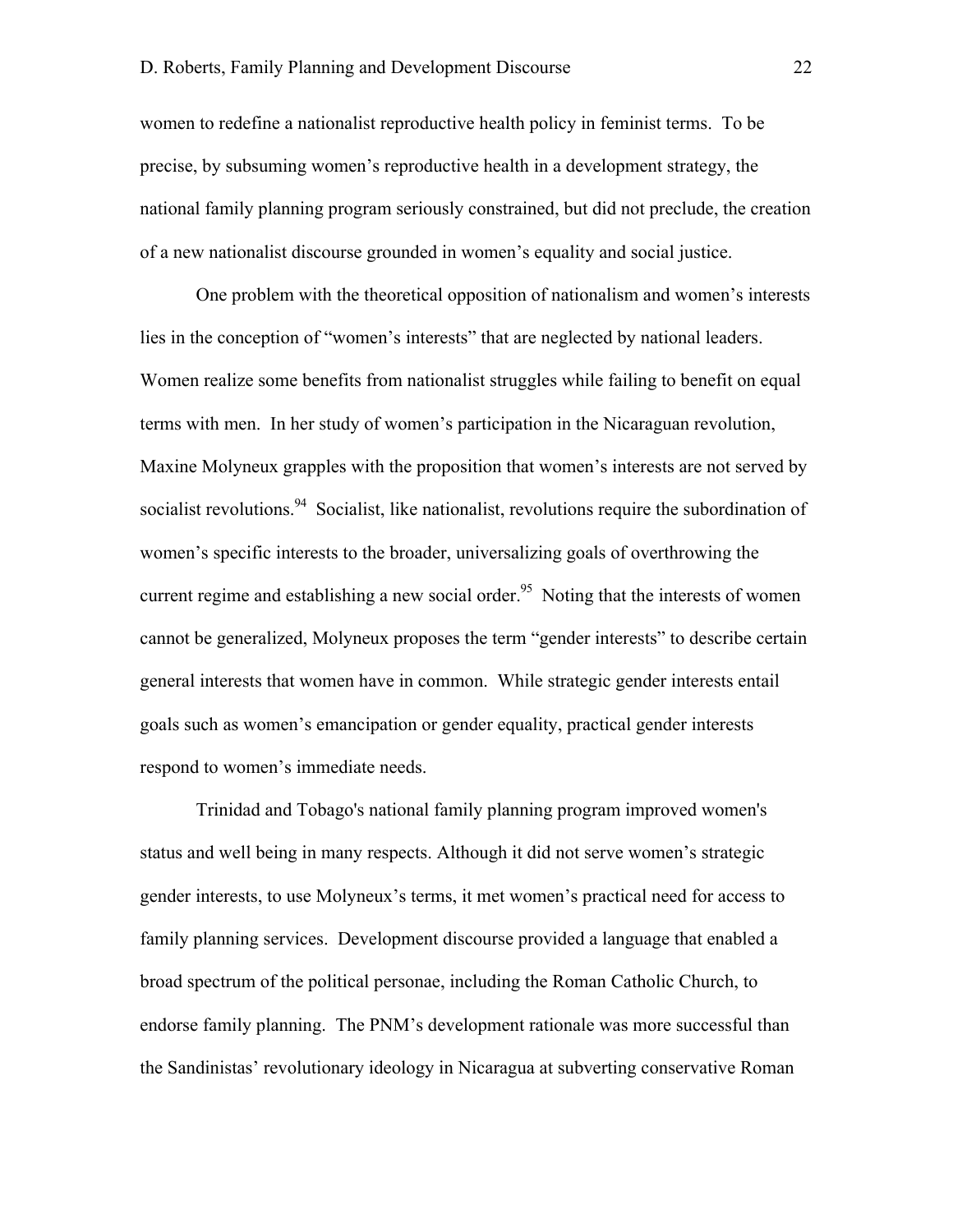women to redefine a nationalist reproductive health policy in feminist terms. To be precise, by subsuming women's reproductive health in a development strategy, the national family planning program seriously constrained, but did not preclude, the creation of a new nationalist discourse grounded in women's equality and social justice.

One problem with the theoretical opposition of nationalism and women's interests lies in the conception of "women's interests" that are neglected by national leaders. Women realize some benefits from nationalist struggles while failing to benefit on equal terms with men. In her study of women's participation in the Nicaraguan revolution, Maxine Molyneux grapples with the proposition that women's interests are not served by socialist revolutions.[94] Socialist, like nationalist, revolutions require the subordination of women's specific interests to the broader, universalizing goals of overthrowing the current regime and establishing a new social order.[95] Noting that the interests of women cannot be generalized, Molyneux proposes the term "gender interests" to describe certain general interests that women have in common. While strategic gender interests entail goals such as women's emancipation or gender equality, practical gender interests respond to women's immediate needs.

Trinidad and Tobago's national family planning program improved women's status and well being in many respects. Although it did not serve women's strategic gender interests, to use Molyneux's terms, it met women's practical need for access to family planning services. Development discourse provided a language that enabled a broad spectrum of the political personae, including the Roman Catholic Church, to endorse family planning. The PNM's development rationale was more successful than the Sandinistas' revolutionary ideology in Nicaragua at subverting conservative Roman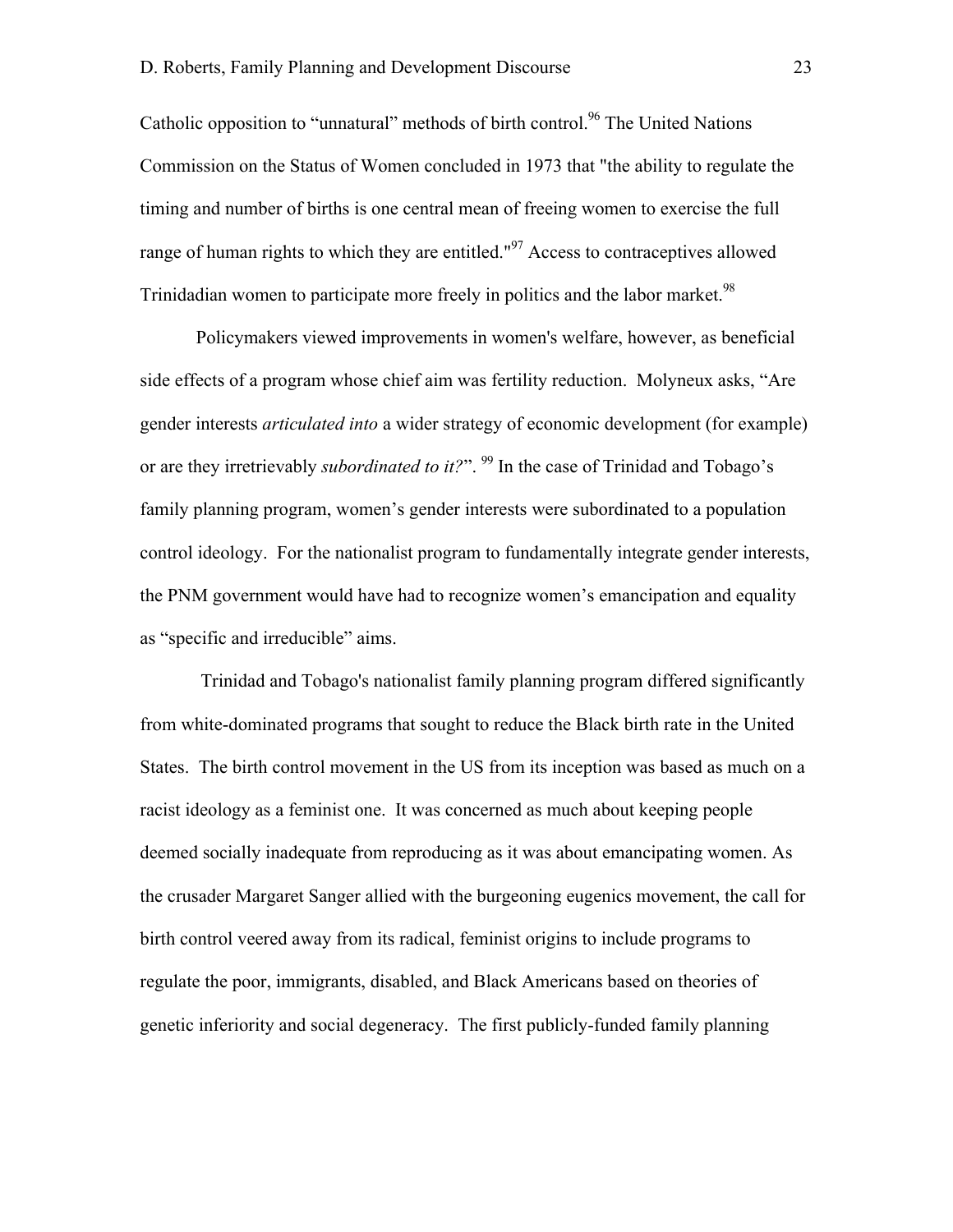Catholic opposition to “unnatural” methods of birth control.[96] The United Nations Commission on the Status of Women concluded in 1973 that "the ability to regulate the timing and number of births is one central mean of freeing women to exercise the full range of human rights to which they are entitled."[97] Access to contraceptives allowed Trinidadian women to participate more freely in politics and the labor market.[98]

Policymakers viewed improvements in women's welfare, however, as beneficial side effects of a program whose chief aim was fertility reduction. Molyneux asks, “Are gender interests *articulated into* a wider strategy of economic development (for example) or are they irretrievably *subordinated to it?*”. [99] In the case of Trinidad and Tobago’s family planning program, women’s gender interests were subordinated to a population control ideology. For the nationalist program to fundamentally integrate gender interests, the PNM government would have had to recognize women’s emancipation and equality as “specific and irreducible” aims.

Trinidad and Tobago's nationalist family planning program differed significantly from white-dominated programs that sought to reduce the Black birth rate in the United States. The birth control movement in the US from its inception was based as much on a racist ideology as a feminist one. It was concerned as much about keeping people deemed socially inadequate from reproducing as it was about emancipating women. As the crusader Margaret Sanger allied with the burgeoning eugenics movement, the call for birth control veered away from its radical, feminist origins to include programs to regulate the poor, immigrants, disabled, and Black Americans based on theories of genetic inferiority and social degeneracy. The first publicly-funded family planning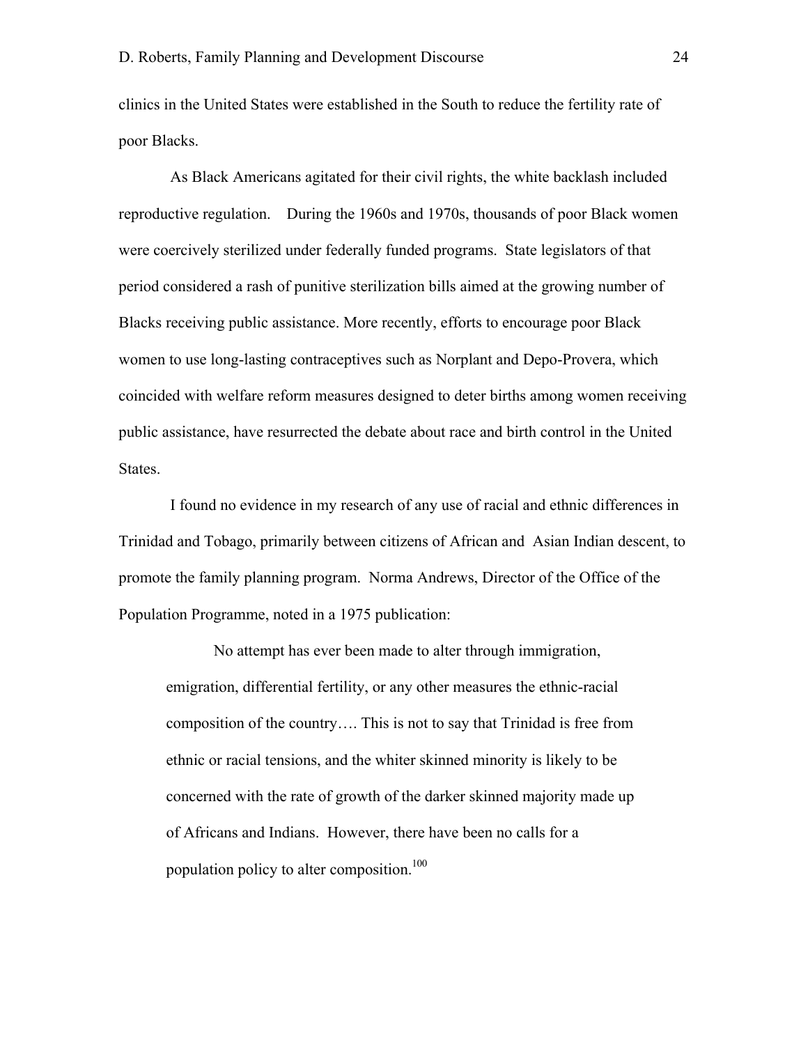clinics in the United States were established in the South to reduce the fertility rate of poor Blacks.

As Black Americans agitated for their civil rights, the white backlash included reproductive regulation. During the 1960s and 1970s, thousands of poor Black women were coercively sterilized under federally funded programs. State legislators of that period considered a rash of punitive sterilization bills aimed at the growing number of Blacks receiving public assistance. More recently, efforts to encourage poor Black women to use long-lasting contraceptives such as Norplant and Depo-Provera, which coincided with welfare reform measures designed to deter births among women receiving public assistance, have resurrected the debate about race and birth control in the United States.

I found no evidence in my research of any use of racial and ethnic differences in Trinidad and Tobago, primarily between citizens of African and Asian Indian descent, to promote the family planning program. Norma Andrews, Director of the Office of the Population Programme, noted in a 1975 publication:

> No attempt has ever been made to alter through immigration, emigration, differential fertility, or any other measures the ethnic-racial composition of the country…. This is not to say that Trinidad is free from ethnic or racial tensions, and the whiter skinned minority is likely to be concerned with the rate of growth of the darker skinned majority made up of Africans and Indians. However, there have been no calls for a population policy to alter composition.[100]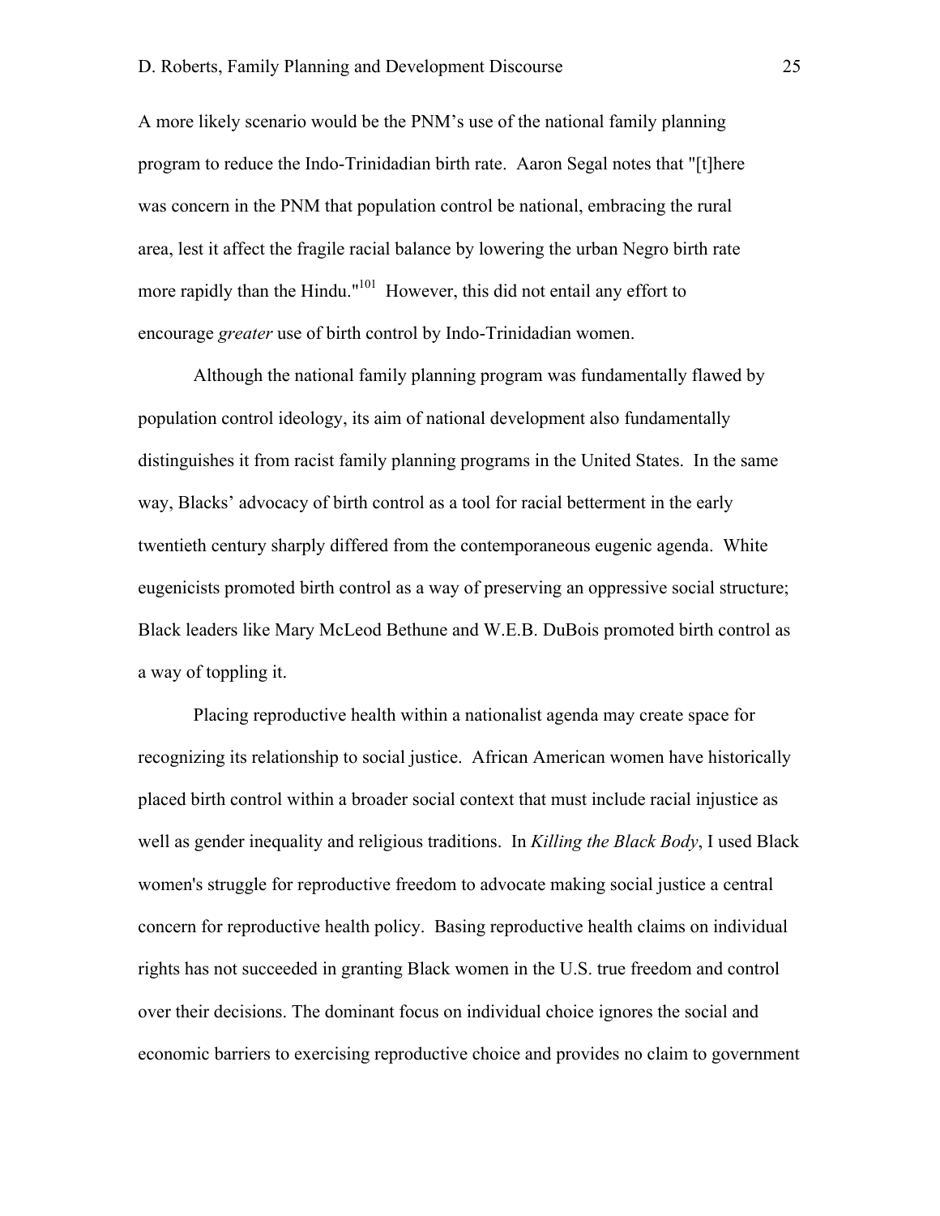A more likely scenario would be the PNM's use of the national family planning program to reduce the Indo-Trinidadian birth rate. Aaron Segal notes that "[t]here was concern in the PNM that population control be national, embracing the rural area, lest it affect the fragile racial balance by lowering the urban Negro birth rate more rapidly than the Hindu."[101] However, this did not entail any effort to encourage *greater* use of birth control by Indo-Trinidadian women.

Although the national family planning program was fundamentally flawed by population control ideology, its aim of national development also fundamentally distinguishes it from racist family planning programs in the United States. In the same way, Blacks' advocacy of birth control as a tool for racial betterment in the early twentieth century sharply differed from the contemporaneous eugenic agenda. White eugenicists promoted birth control as a way of preserving an oppressive social structure; Black leaders like Mary McLeod Bethune and W.E.B. DuBois promoted birth control as a way of toppling it.

Placing reproductive health within a nationalist agenda may create space for recognizing its relationship to social justice. African American women have historically placed birth control within a broader social context that must include racial injustice as well as gender inequality and religious traditions. In *Killing the Black Body*, I used Black women's struggle for reproductive freedom to advocate making social justice a central concern for reproductive health policy. Basing reproductive health claims on individual rights has not succeeded in granting Black women in the U.S. true freedom and control over their decisions. The dominant focus on individual choice ignores the social and economic barriers to exercising reproductive choice and provides no claim to government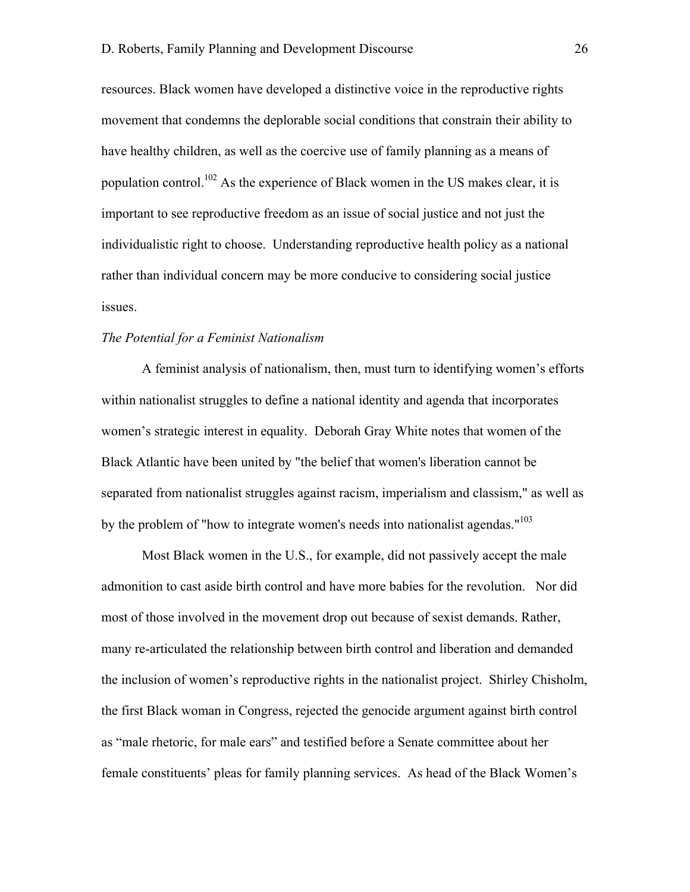resources. Black women have developed a distinctive voice in the reproductive rights movement that condemns the deplorable social conditions that constrain their ability to have healthy children, as well as the coercive use of family planning as a means of population control.[102] As the experience of Black women in the US makes clear, it is important to see reproductive freedom as an issue of social justice and not just the individualistic right to choose. Understanding reproductive health policy as a national rather than individual concern may be more conducive to considering social justice issues.

*The Potential for a Feminist Nationalism*

A feminist analysis of nationalism, then, must turn to identifying women's efforts within nationalist struggles to define a national identity and agenda that incorporates women's strategic interest in equality. Deborah Gray White notes that women of the Black Atlantic have been united by "the belief that women's liberation cannot be separated from nationalist struggles against racism, imperialism and classism," as well as by the problem of "how to integrate women's needs into nationalist agendas."[103]

Most Black women in the U.S., for example, did not passively accept the male admonition to cast aside birth control and have more babies for the revolution. Nor did most of those involved in the movement drop out because of sexist demands. Rather, many re-articulated the relationship between birth control and liberation and demanded the inclusion of women's reproductive rights in the nationalist project. Shirley Chisholm, the first Black woman in Congress, rejected the genocide argument against birth control as "male rhetoric, for male ears" and testified before a Senate committee about her female constituents' pleas for family planning services. As head of the Black Women's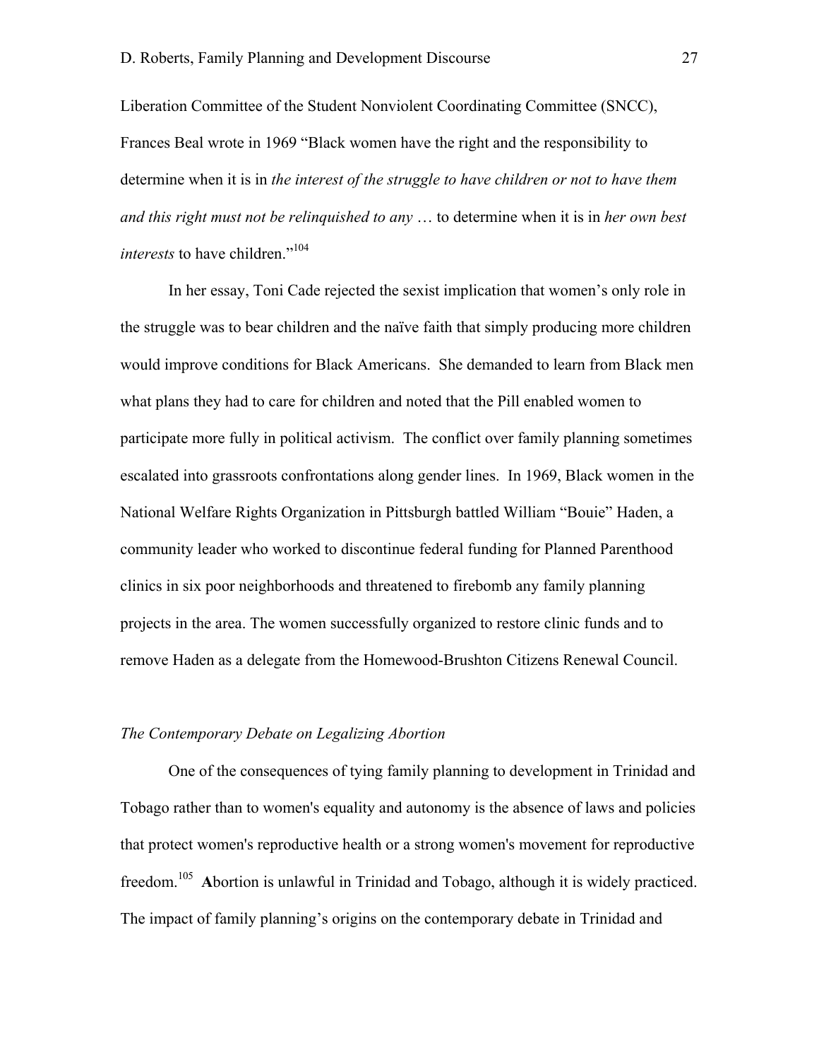Liberation Committee of the Student Nonviolent Coordinating Committee (SNCC), Frances Beal wrote in 1969 "Black women have the right and the responsibility to determine when it is in *the interest of the struggle to have children or not to have them and this right must not be relinquished to any* … to determine when it is in *her own best interests* to have children."[104]

In her essay, Toni Cade rejected the sexist implication that women's only role in the struggle was to bear children and the naïve faith that simply producing more children would improve conditions for Black Americans. She demanded to learn from Black men what plans they had to care for children and noted that the Pill enabled women to participate more fully in political activism. The conflict over family planning sometimes escalated into grassroots confrontations along gender lines. In 1969, Black women in the National Welfare Rights Organization in Pittsburgh battled William "Bouie" Haden, a community leader who worked to discontinue federal funding for Planned Parenthood clinics in six poor neighborhoods and threatened to firebomb any family planning projects in the area. The women successfully organized to restore clinic funds and to remove Haden as a delegate from the Homewood-Brushton Citizens Renewal Council.

*The Contemporary Debate on Legalizing Abortion*

One of the consequences of tying family planning to development in Trinidad and Tobago rather than to women's equality and autonomy is the absence of laws and policies that protect women's reproductive health or a strong women's movement for reproductive freedom.[105] **A**bortion is unlawful in Trinidad and Tobago, although it is widely practiced. The impact of family planning's origins on the contemporary debate in Trinidad and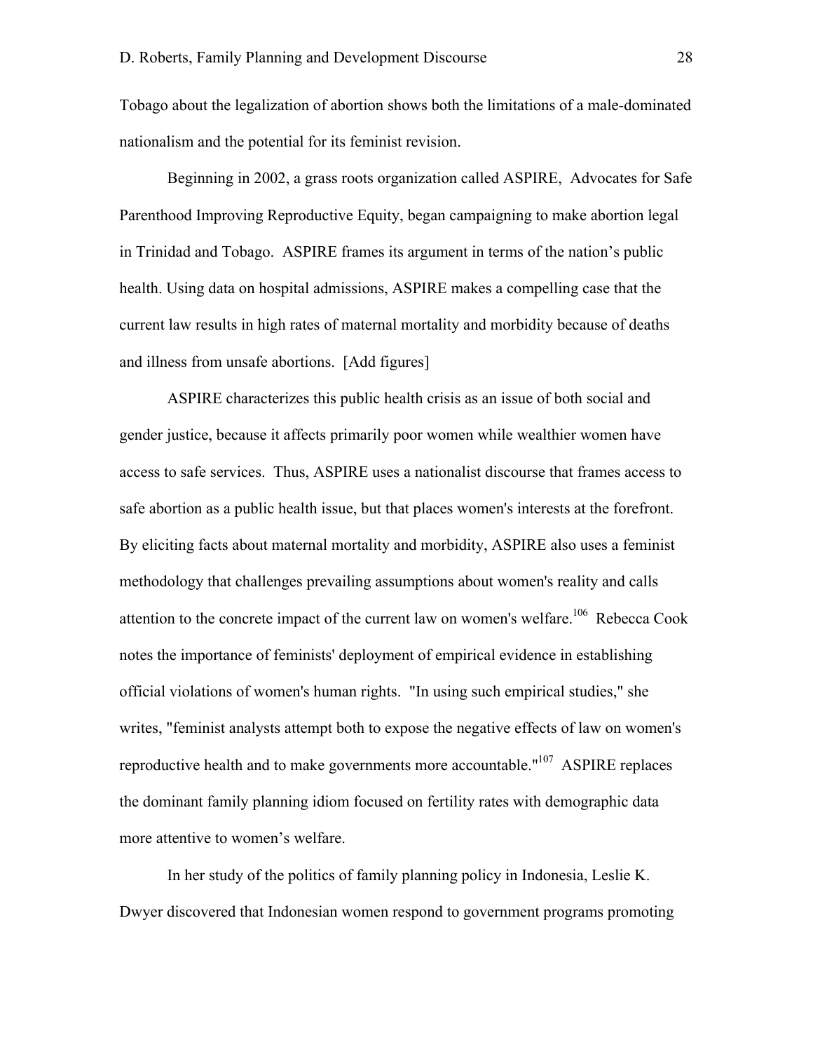Tobago about the legalization of abortion shows both the limitations of a male-dominated nationalism and the potential for its feminist revision.

Beginning in 2002, a grass roots organization called ASPIRE, Advocates for Safe Parenthood Improving Reproductive Equity, began campaigning to make abortion legal in Trinidad and Tobago. ASPIRE frames its argument in terms of the nation's public health. Using data on hospital admissions, ASPIRE makes a compelling case that the current law results in high rates of maternal mortality and morbidity because of deaths and illness from unsafe abortions. [Add figures]

ASPIRE characterizes this public health crisis as an issue of both social and gender justice, because it affects primarily poor women while wealthier women have access to safe services. Thus, ASPIRE uses a nationalist discourse that frames access to safe abortion as a public health issue, but that places women's interests at the forefront. By eliciting facts about maternal mortality and morbidity, ASPIRE also uses a feminist methodology that challenges prevailing assumptions about women's reality and calls attention to the concrete impact of the current law on women's welfare.[106] Rebecca Cook notes the importance of feminists' deployment of empirical evidence in establishing official violations of women's human rights. "In using such empirical studies," she writes, "feminist analysts attempt both to expose the negative effects of law on women's reproductive health and to make governments more accountable."[107] ASPIRE replaces the dominant family planning idiom focused on fertility rates with demographic data more attentive to women's welfare.

In her study of the politics of family planning policy in Indonesia, Leslie K. Dwyer discovered that Indonesian women respond to government programs promoting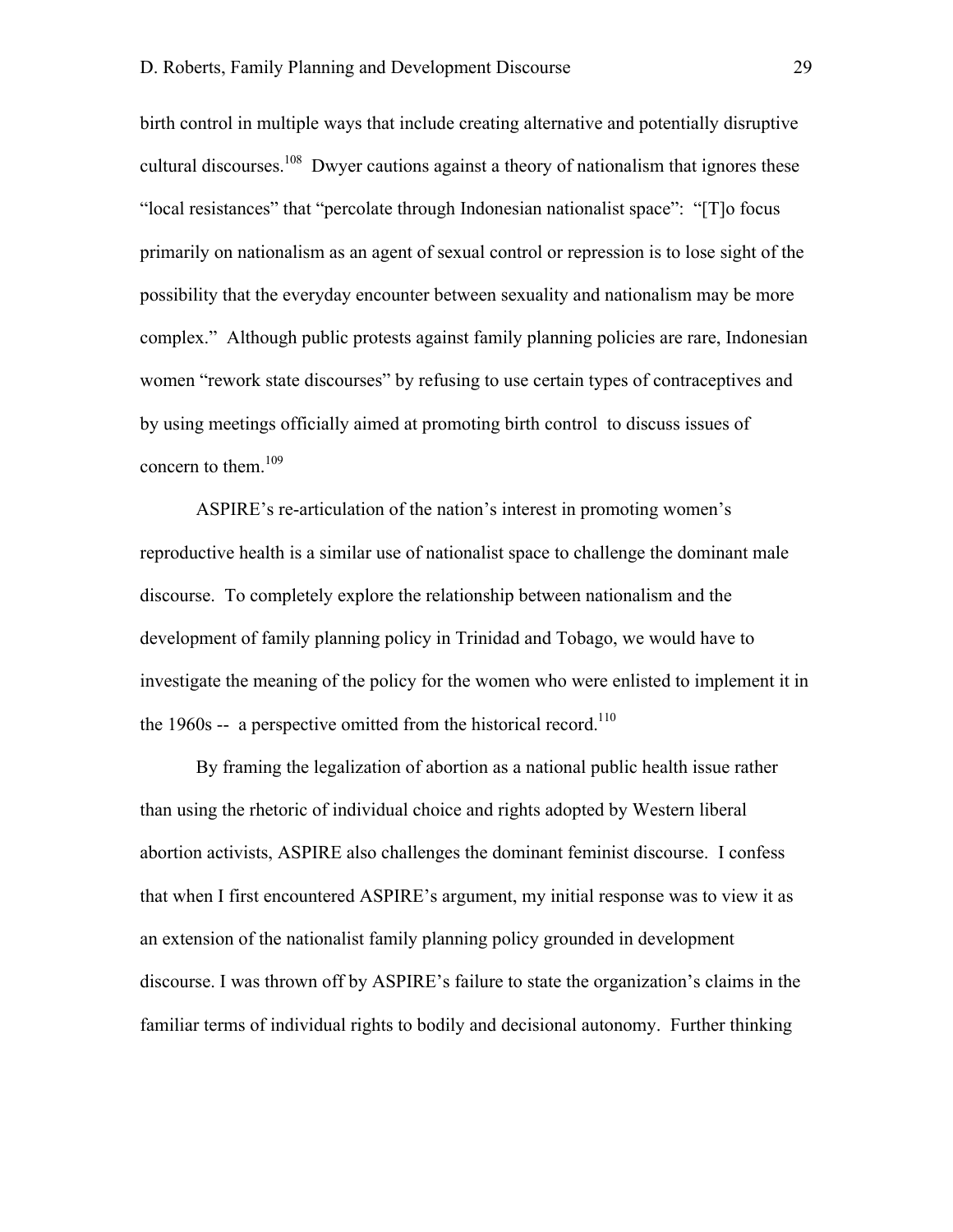birth control in multiple ways that include creating alternative and potentially disruptive cultural discourses.[108] Dwyer cautions against a theory of nationalism that ignores these "local resistances" that "percolate through Indonesian nationalist space": "[T]o focus primarily on nationalism as an agent of sexual control or repression is to lose sight of the possibility that the everyday encounter between sexuality and nationalism may be more complex." Although public protests against family planning policies are rare, Indonesian women "rework state discourses" by refusing to use certain types of contraceptives and by using meetings officially aimed at promoting birth control to discuss issues of concern to them.[109]

ASPIRE's re-articulation of the nation's interest in promoting women's reproductive health is a similar use of nationalist space to challenge the dominant male discourse. To completely explore the relationship between nationalism and the development of family planning policy in Trinidad and Tobago, we would have to investigate the meaning of the policy for the women who were enlisted to implement it in the 1960s -- a perspective omitted from the historical record.[110]

By framing the legalization of abortion as a national public health issue rather than using the rhetoric of individual choice and rights adopted by Western liberal abortion activists, ASPIRE also challenges the dominant feminist discourse. I confess that when I first encountered ASPIRE's argument, my initial response was to view it as an extension of the nationalist family planning policy grounded in development discourse. I was thrown off by ASPIRE's failure to state the organization's claims in the familiar terms of individual rights to bodily and decisional autonomy. Further thinking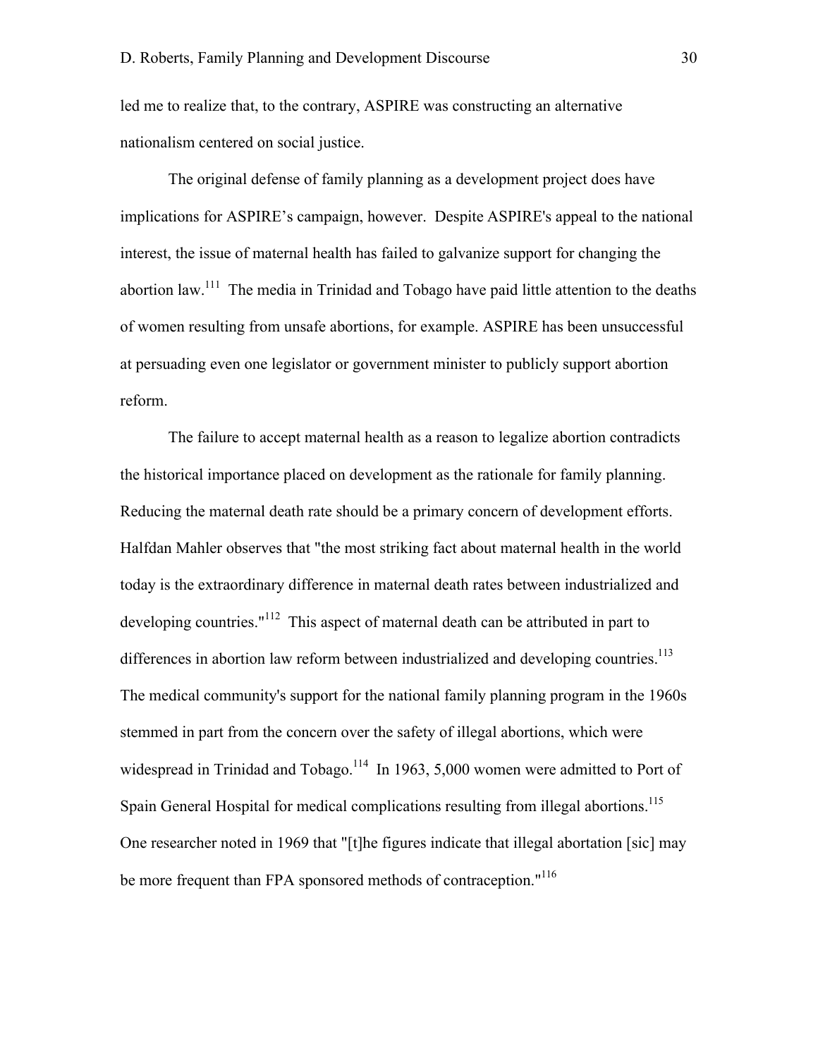led me to realize that, to the contrary, ASPIRE was constructing an alternative nationalism centered on social justice.

The original defense of family planning as a development project does have implications for ASPIRE's campaign, however. Despite ASPIRE's appeal to the national interest, the issue of maternal health has failed to galvanize support for changing the abortion law.[111] The media in Trinidad and Tobago have paid little attention to the deaths of women resulting from unsafe abortions, for example. ASPIRE has been unsuccessful at persuading even one legislator or government minister to publicly support abortion reform.

The failure to accept maternal health as a reason to legalize abortion contradicts the historical importance placed on development as the rationale for family planning. Reducing the maternal death rate should be a primary concern of development efforts. Halfdan Mahler observes that "the most striking fact about maternal health in the world today is the extraordinary difference in maternal death rates between industrialized and developing countries."[112] This aspect of maternal death can be attributed in part to differences in abortion law reform between industrialized and developing countries.[113] The medical community's support for the national family planning program in the 1960s stemmed in part from the concern over the safety of illegal abortions, which were widespread in Trinidad and Tobago.[114] In 1963, 5,000 women were admitted to Port of Spain General Hospital for medical complications resulting from illegal abortions.[115] One researcher noted in 1969 that "[t]he figures indicate that illegal abortation [sic] may be more frequent than FPA sponsored methods of contraception."[116]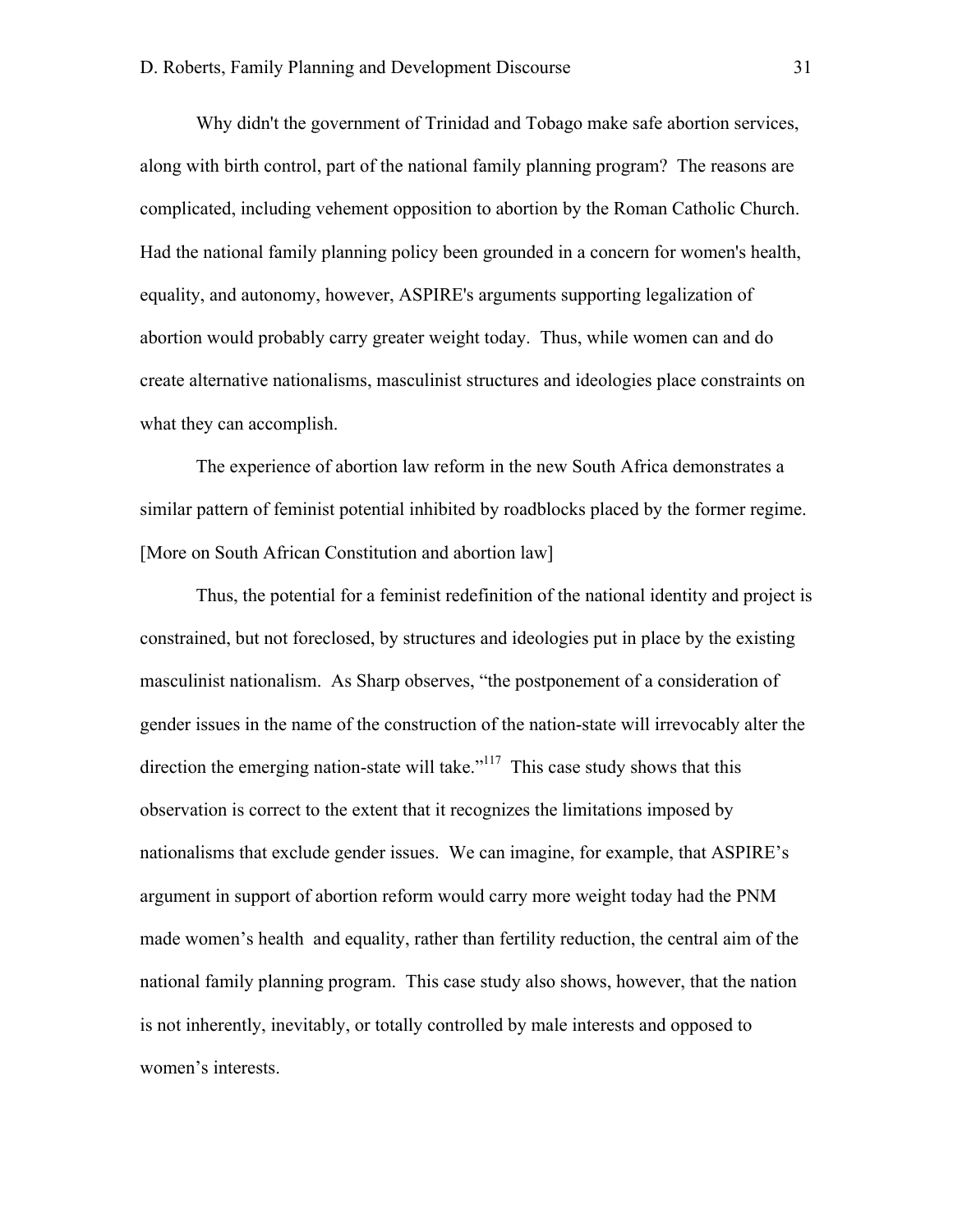Why didn't the government of Trinidad and Tobago make safe abortion services, along with birth control, part of the national family planning program? The reasons are complicated, including vehement opposition to abortion by the Roman Catholic Church. Had the national family planning policy been grounded in a concern for women's health, equality, and autonomy, however, ASPIRE's arguments supporting legalization of abortion would probably carry greater weight today. Thus, while women can and do create alternative nationalisms, masculinist structures and ideologies place constraints on what they can accomplish.

The experience of abortion law reform in the new South Africa demonstrates a similar pattern of feminist potential inhibited by roadblocks placed by the former regime. [More on South African Constitution and abortion law]

Thus, the potential for a feminist redefinition of the national identity and project is constrained, but not foreclosed, by structures and ideologies put in place by the existing masculinist nationalism. As Sharp observes, "the postponement of a consideration of gender issues in the name of the construction of the nation-state will irrevocably alter the direction the emerging nation-state will take."[117] This case study shows that this observation is correct to the extent that it recognizes the limitations imposed by nationalisms that exclude gender issues. We can imagine, for example, that ASPIRE's argument in support of abortion reform would carry more weight today had the PNM made women's health and equality, rather than fertility reduction, the central aim of the national family planning program. This case study also shows, however, that the nation is not inherently, inevitably, or totally controlled by male interests and opposed to women's interests.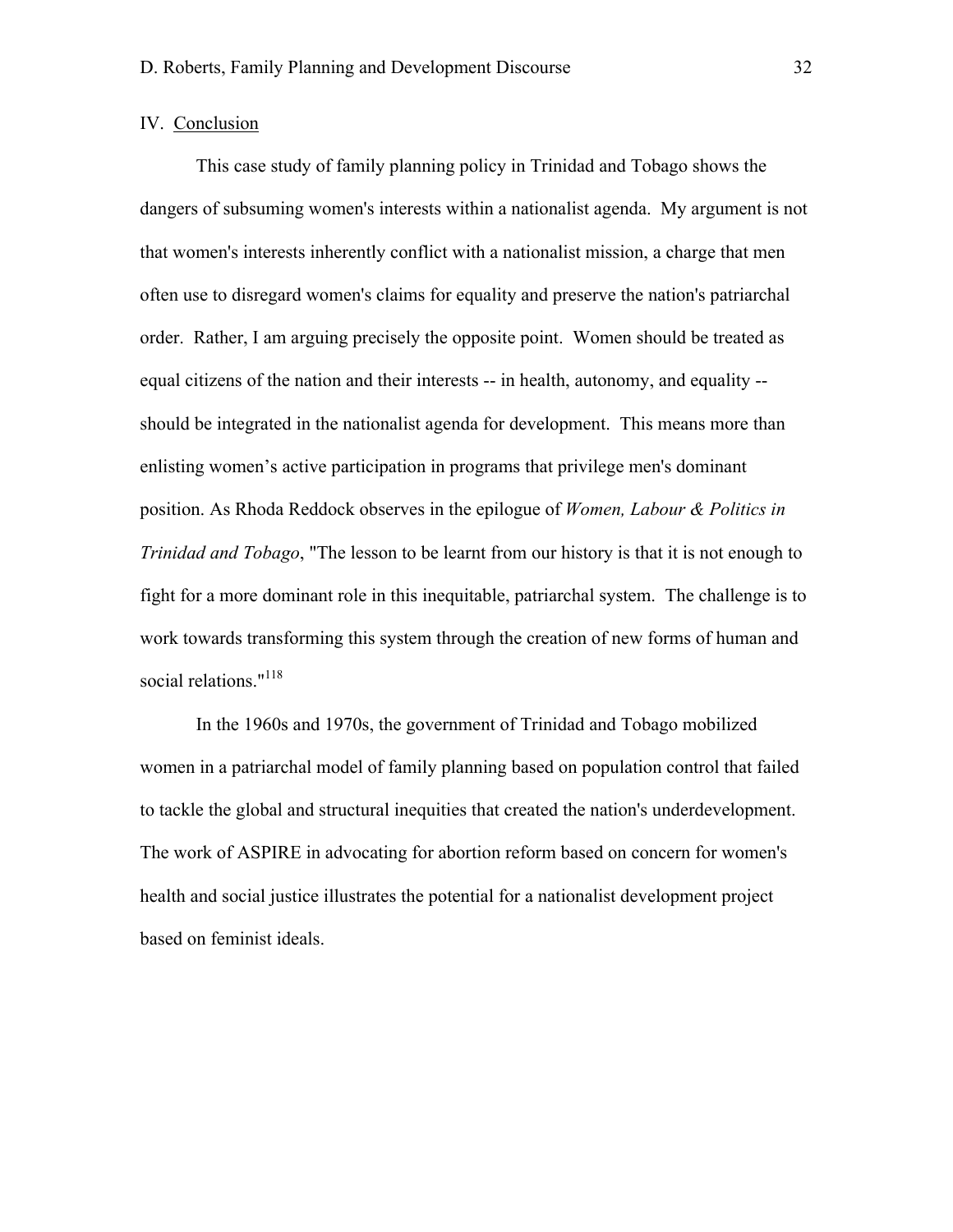## IV. Conclusion

This case study of family planning policy in Trinidad and Tobago shows the dangers of subsuming women's interests within a nationalist agenda. My argument is not that women's interests inherently conflict with a nationalist mission, a charge that men often use to disregard women's claims for equality and preserve the nation's patriarchal order. Rather, I am arguing precisely the opposite point. Women should be treated as equal citizens of the nation and their interests -- in health, autonomy, and equality -- should be integrated in the nationalist agenda for development. This means more than enlisting women's active participation in programs that privilege men's dominant position. As Rhoda Reddock observes in the epilogue of *Women, Labour & Politics in Trinidad and Tobago*, "The lesson to be learnt from our history is that it is not enough to fight for a more dominant role in this inequitable, patriarchal system. The challenge is to work towards transforming this system through the creation of new forms of human and social relations."[118]

In the 1960s and 1970s, the government of Trinidad and Tobago mobilized women in a patriarchal model of family planning based on population control that failed to tackle the global and structural inequities that created the nation's underdevelopment. The work of ASPIRE in advocating for abortion reform based on concern for women's health and social justice illustrates the potential for a nationalist development project based on feminist ideals.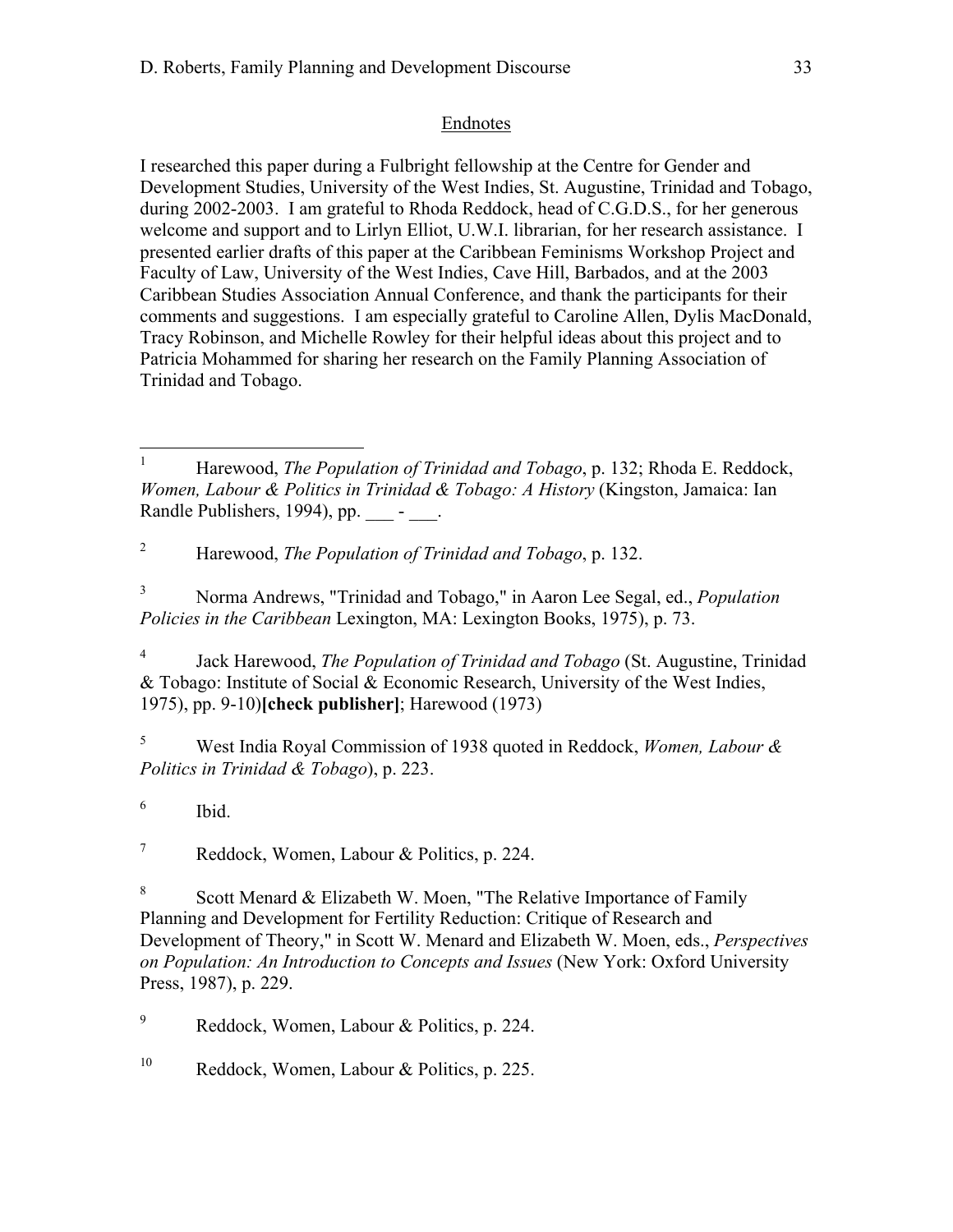## Endnotes

I researched this paper during a Fulbright fellowship at the Centre for Gender and Development Studies, University of the West Indies, St. Augustine, Trinidad and Tobago, during 2002-2003. I am grateful to Rhoda Reddock, head of C.G.D.S., for her generous welcome and support and to Lirlyn Elliot, U.W.I. librarian, for her research assistance. I presented earlier drafts of this paper at the Caribbean Feminisms Workshop Project and Faculty of Law, University of the West Indies, Cave Hill, Barbados, and at the 2003 Caribbean Studies Association Annual Conference, and thank the participants for their comments and suggestions. I am especially grateful to Caroline Allen, Dylis MacDonald, Tracy Robinson, and Michelle Rowley for their helpful ideas about this project and to Patricia Mohammed for sharing her research on the Family Planning Association of Trinidad and Tobago.

---

[1] Harewood, *The Population of Trinidad and Tobago*, p. 132; Rhoda E. Reddock, *Women, Labour & Politics in Trinidad & Tobago: A History* (Kingston, Jamaica: Ian Randle Publishers, 1994), pp. ___ - ___.

[2] Harewood, *The Population of Trinidad and Tobago*, p. 132.

[3] Norma Andrews, "Trinidad and Tobago," in Aaron Lee Segal, ed., *Population Policies in the Caribbean* Lexington, MA: Lexington Books, 1975), p. 73.

[4] Jack Harewood, *The Population of Trinidad and Tobago* (St. Augustine, Trinidad & Tobago: Institute of Social & Economic Research, University of the West Indies, 1975), pp. 9-10)**[check publisher]**; Harewood (1973)

[5] West India Royal Commission of 1938 quoted in Reddock, *Women, Labour & Politics in Trinidad & Tobago*), p. 223.

[6] Ibid.

[7] Reddock, Women, Labour & Politics, p. 224.

[8] Scott Menard & Elizabeth W. Moen, "The Relative Importance of Family Planning and Development for Fertility Reduction: Critique of Research and Development of Theory," in Scott W. Menard and Elizabeth W. Moen, eds., *Perspectives on Population: An Introduction to Concepts and Issues* (New York: Oxford University Press, 1987), p. 229.

[9] Reddock, Women, Labour & Politics, p. 224.

[10] Reddock, Women, Labour & Politics, p. 225.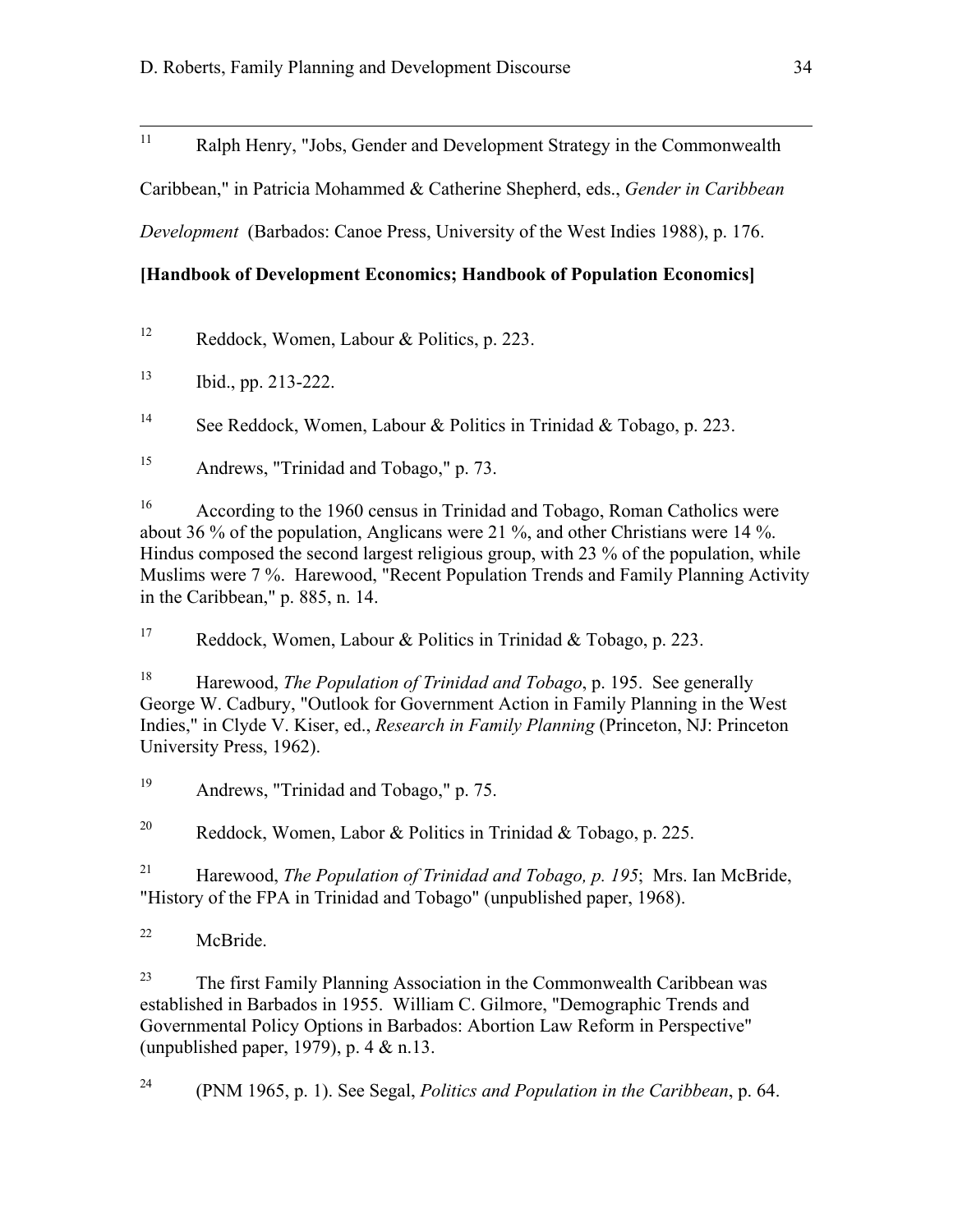[11] Ralph Henry, "Jobs, Gender and Development Strategy in the Commonwealth Caribbean," in Patricia Mohammed & Catherine Shepherd, eds., *Gender in Caribbean Development* (Barbados: Canoe Press, University of the West Indies 1988), p. 176.

**[Handbook of Development Economics; Handbook of Population Economics]**

[12] Reddock, Women, Labour & Politics, p. 223.

[13] Ibid., pp. 213-222.

[14] See Reddock, Women, Labour & Politics in Trinidad & Tobago, p. 223.

[15] Andrews, "Trinidad and Tobago," p. 73.

[16] According to the 1960 census in Trinidad and Tobago, Roman Catholics were about 36 % of the population, Anglicans were 21 %, and other Christians were 14 %. Hindus composed the second largest religious group, with 23 % of the population, while Muslims were 7 %. Harewood, "Recent Population Trends and Family Planning Activity in the Caribbean," p. 885, n. 14.

[17] Reddock, Women, Labour & Politics in Trinidad & Tobago, p. 223.

[18] Harewood, *The Population of Trinidad and Tobago*, p. 195. See generally George W. Cadbury, "Outlook for Government Action in Family Planning in the West Indies," in Clyde V. Kiser, ed., *Research in Family Planning* (Princeton, NJ: Princeton University Press, 1962).

[19] Andrews, "Trinidad and Tobago," p. 75.

[20] Reddock, Women, Labor & Politics in Trinidad & Tobago, p. 225.

[21] Harewood, *The Population of Trinidad and Tobago, p. 195*; Mrs. Ian McBride, "History of the FPA in Trinidad and Tobago" (unpublished paper, 1968).

[22] McBride.

[23] The first Family Planning Association in the Commonwealth Caribbean was established in Barbados in 1955. William C. Gilmore, "Demographic Trends and Governmental Policy Options in Barbados: Abortion Law Reform in Perspective" (unpublished paper, 1979), p. 4 & n.13.

[24] (PNM 1965, p. 1). See Segal, *Politics and Population in the Caribbean*, p. 64.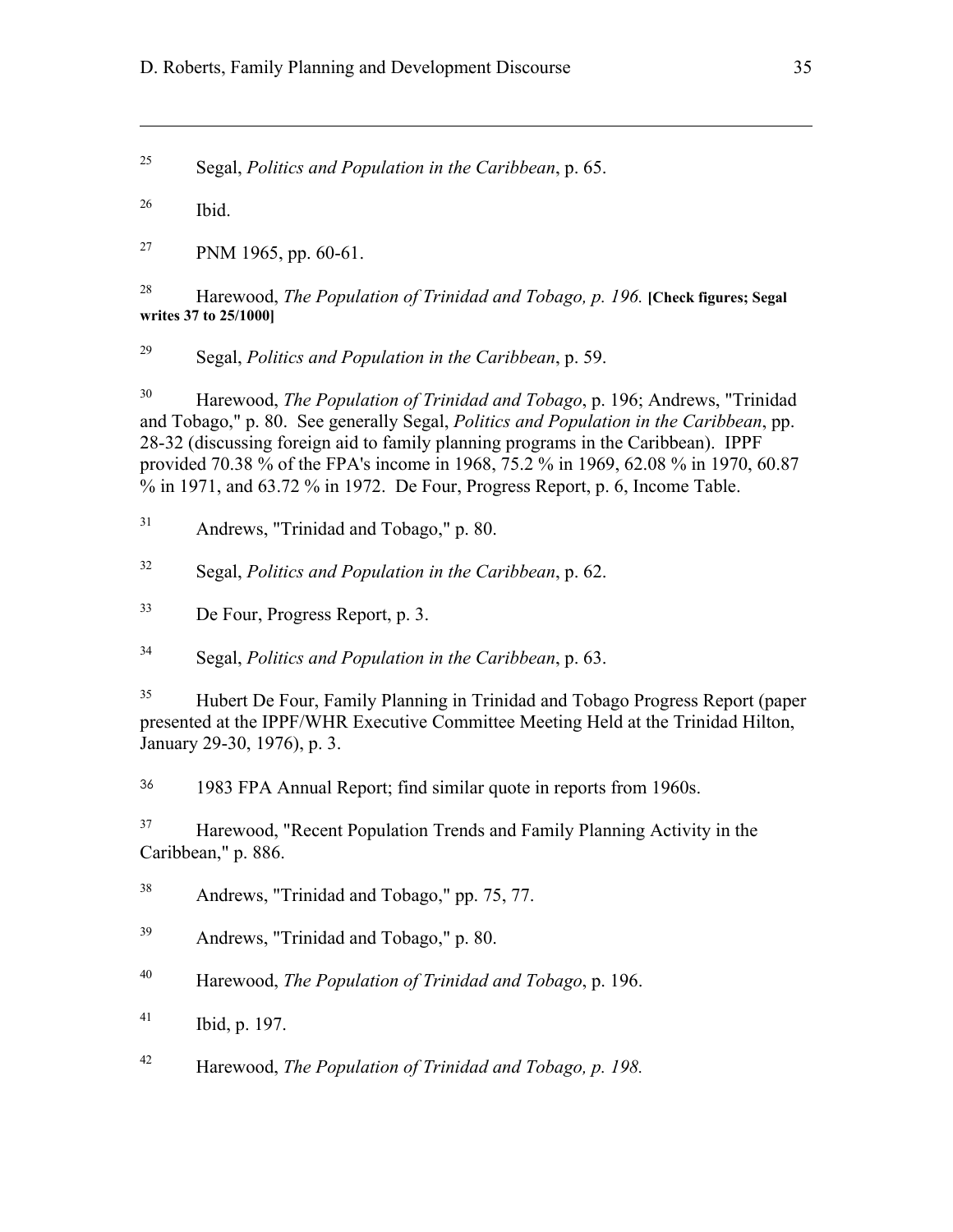[25] Segal, *Politics and Population in the Caribbean*, p. 65.

[26] Ibid.

[27] PNM 1965, pp. 60-61.

[28] Harewood, *The Population of Trinidad and Tobago, p. 196.* **[Check figures; Segal writes 37 to 25/1000]**

[29] Segal, *Politics and Population in the Caribbean*, p. 59.

[30] Harewood, *The Population of Trinidad and Tobago*, p. 196; Andrews, "Trinidad and Tobago," p. 80. See generally Segal, *Politics and Population in the Caribbean*, pp. 28-32 (discussing foreign aid to family planning programs in the Caribbean). IPPF provided 70.38 % of the FPA's income in 1968, 75.2 % in 1969, 62.08 % in 1970, 60.87 % in 1971, and 63.72 % in 1972. De Four, Progress Report, p. 6, Income Table.

[31] Andrews, "Trinidad and Tobago," p. 80.

[32] Segal, *Politics and Population in the Caribbean*, p. 62.

[33] De Four, Progress Report, p. 3.

[34] Segal, *Politics and Population in the Caribbean*, p. 63.

[35] Hubert De Four, Family Planning in Trinidad and Tobago Progress Report (paper presented at the IPPF/WHR Executive Committee Meeting Held at the Trinidad Hilton, January 29-30, 1976), p. 3.

[36] 1983 FPA Annual Report; find similar quote in reports from 1960s.

[37] Harewood, "Recent Population Trends and Family Planning Activity in the Caribbean," p. 886.

[38] Andrews, "Trinidad and Tobago," pp. 75, 77.

[39] Andrews, "Trinidad and Tobago," p. 80.

[40] Harewood, *The Population of Trinidad and Tobago*, p. 196.

[41] Ibid, p. 197.

[42] Harewood, *The Population of Trinidad and Tobago, p. 198.*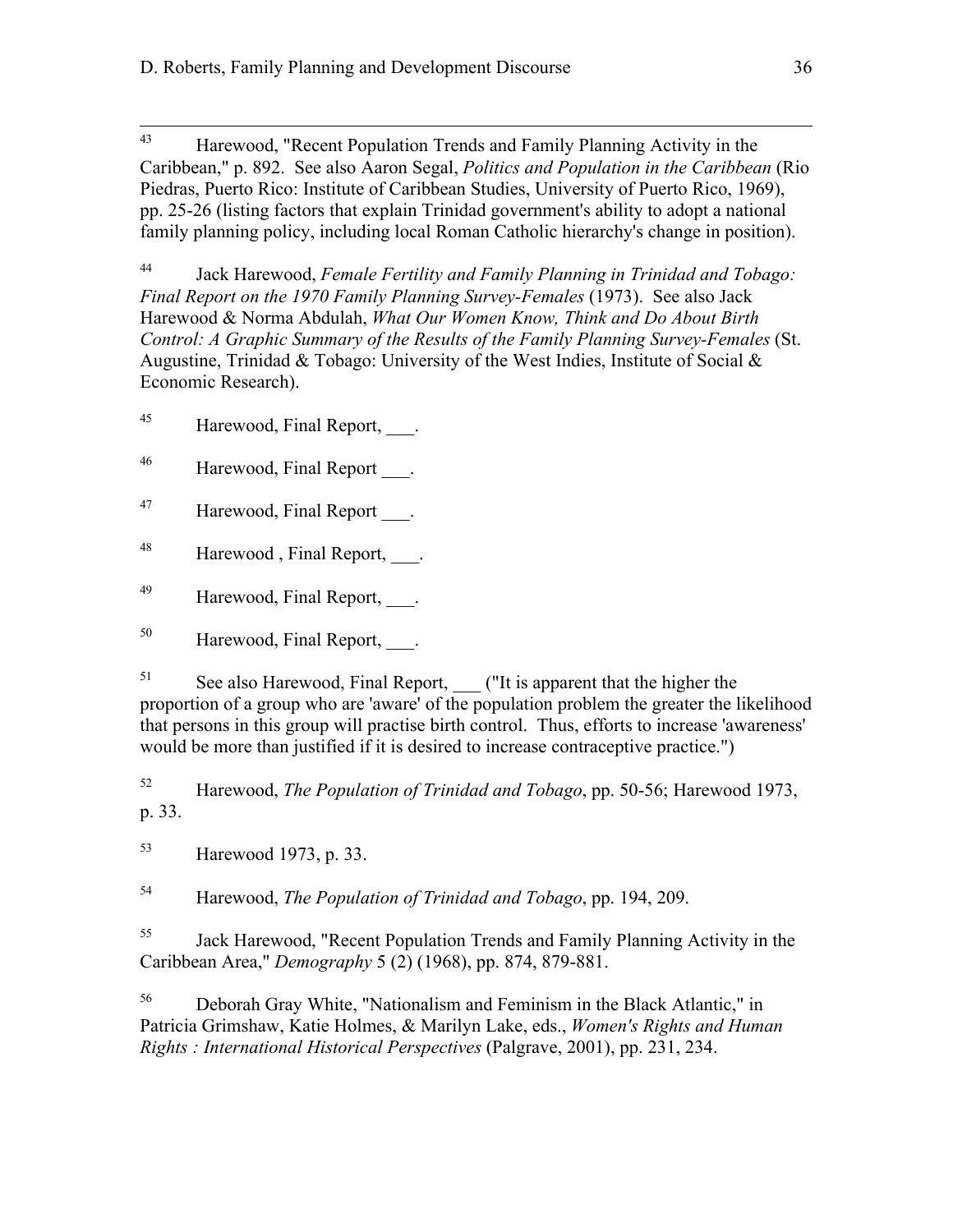[43] Harewood, "Recent Population Trends and Family Planning Activity in the Caribbean," p. 892. See also Aaron Segal, *Politics and Population in the Caribbean* (Rio Piedras, Puerto Rico: Institute of Caribbean Studies, University of Puerto Rico, 1969), pp. 25-26 (listing factors that explain Trinidad government's ability to adopt a national family planning policy, including local Roman Catholic hierarchy's change in position).

[44] Jack Harewood, *Female Fertility and Family Planning in Trinidad and Tobago: Final Report on the 1970 Family Planning Survey-Females* (1973). See also Jack Harewood & Norma Abdulah, *What Our Women Know, Think and Do About Birth Control: A Graphic Summary of the Results of the Family Planning Survey-Females* (St. Augustine, Trinidad & Tobago: University of the West Indies, Institute of Social & Economic Research).

[45] Harewood, Final Report, ___.

[46] Harewood, Final Report ___.

[47] Harewood, Final Report ___.

[48] Harewood , Final Report, ___.

[49] Harewood, Final Report, ___.

[50] Harewood, Final Report, ___.

[51] See also Harewood, Final Report, ___ ("It is apparent that the higher the proportion of a group who are 'aware' of the population problem the greater the likelihood that persons in this group will practise birth control. Thus, efforts to increase 'awareness' would be more than justified if it is desired to increase contraceptive practice.")

[52] Harewood, *The Population of Trinidad and Tobago*, pp. 50-56; Harewood 1973, p. 33.

[53] Harewood 1973, p. 33.

[54] Harewood, *The Population of Trinidad and Tobago*, pp. 194, 209.

[55] Jack Harewood, "Recent Population Trends and Family Planning Activity in the Caribbean Area," *Demography* 5 (2) (1968), pp. 874, 879-881.

[56] Deborah Gray White, "Nationalism and Feminism in the Black Atlantic," in Patricia Grimshaw, Katie Holmes, & Marilyn Lake, eds., *Women's Rights and Human Rights : International Historical Perspectives* (Palgrave, 2001), pp. 231, 234.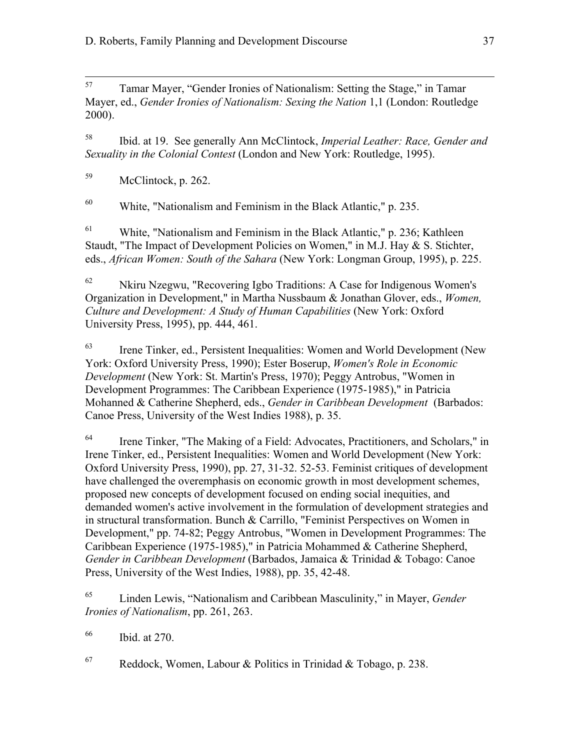[57] Tamar Mayer, "Gender Ironies of Nationalism: Setting the Stage," in Tamar Mayer, ed., *Gender Ironies of Nationalism: Sexing the Nation* 1,1 (London: Routledge 2000).

[58] Ibid. at 19. See generally Ann McClintock, *Imperial Leather: Race, Gender and Sexuality in the Colonial Contest* (London and New York: Routledge, 1995).

[59] McClintock, p. 262.

[60] White, "Nationalism and Feminism in the Black Atlantic," p. 235.

[61] White, "Nationalism and Feminism in the Black Atlantic," p. 236; Kathleen Staudt, "The Impact of Development Policies on Women," in M.J. Hay & S. Stichter, eds., *African Women: South of the Sahara* (New York: Longman Group, 1995), p. 225.

[62] Nkiru Nzegwu, "Recovering Igbo Traditions: A Case for Indigenous Women's Organization in Development," in Martha Nussbaum & Jonathan Glover, eds., *Women, Culture and Development: A Study of Human Capabilities* (New York: Oxford University Press, 1995), pp. 444, 461.

[63] Irene Tinker, ed., Persistent Inequalities: Women and World Development (New York: Oxford University Press, 1990); Ester Boserup, *Women's Role in Economic Development* (New York: St. Martin's Press, 1970); Peggy Antrobus, "Women in Development Programmes: The Caribbean Experience (1975-1985)," in Patricia Mohanned & Catherine Shepherd, eds., *Gender in Caribbean Development* (Barbados: Canoe Press, University of the West Indies 1988), p. 35.

[64] Irene Tinker, "The Making of a Field: Advocates, Practitioners, and Scholars," in Irene Tinker, ed., Persistent Inequalities: Women and World Development (New York: Oxford University Press, 1990), pp. 27, 31-32. 52-53. Feminist critiques of development have challenged the overemphasis on economic growth in most development schemes, proposed new concepts of development focused on ending social inequities, and demanded women's active involvement in the formulation of development strategies and in structural transformation. Bunch & Carrillo, "Feminist Perspectives on Women in Development," pp. 74-82; Peggy Antrobus, "Women in Development Programmes: The Caribbean Experience (1975-1985)," in Patricia Mohammed & Catherine Shepherd, *Gender in Caribbean Development* (Barbados, Jamaica & Trinidad & Tobago: Canoe Press, University of the West Indies, 1988), pp. 35, 42-48.

[65] Linden Lewis, "Nationalism and Caribbean Masculinity," in Mayer, *Gender Ironies of Nationalism*, pp. 261, 263.

[66] Ibid. at 270.

[67] Reddock, Women, Labour & Politics in Trinidad & Tobago, p. 238.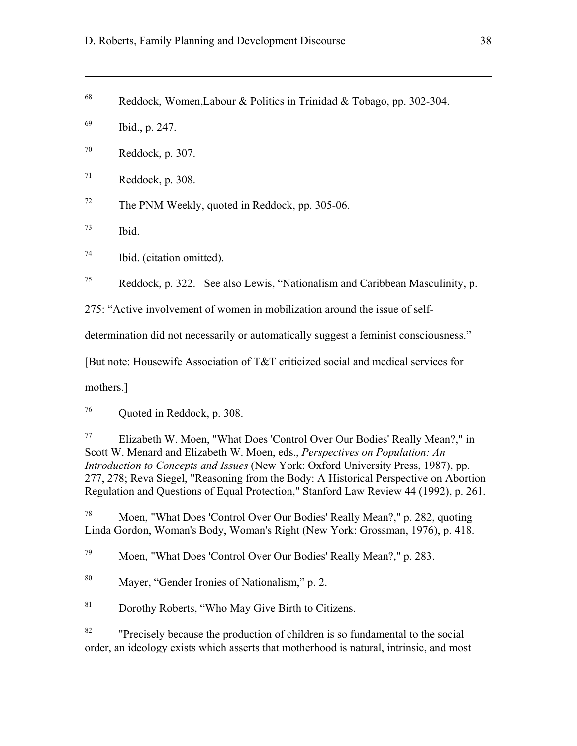[68] Reddock, Women,Labour & Politics in Trinidad & Tobago, pp. 302-304.

[69] Ibid., p. 247.

[70] Reddock, p. 307.

[71] Reddock, p. 308.

[72] The PNM Weekly, quoted in Reddock, pp. 305-06.

[73] Ibid.

[74] Ibid. (citation omitted).

[75] Reddock, p. 322. See also Lewis, "Nationalism and Caribbean Masculinity, p. 275: "Active involvement of women in mobilization around the issue of self-determination did not necessarily or automatically suggest a feminist consciousness." [But note: Housewife Association of T&T criticized social and medical services for mothers.]

[76] Quoted in Reddock, p. 308.

[77] Elizabeth W. Moen, "What Does 'Control Over Our Bodies' Really Mean?," in Scott W. Menard and Elizabeth W. Moen, eds., *Perspectives on Population: An Introduction to Concepts and Issues* (New York: Oxford University Press, 1987), pp. 277, 278; Reva Siegel, "Reasoning from the Body: A Historical Perspective on Abortion Regulation and Questions of Equal Protection," Stanford Law Review 44 (1992), p. 261.

[78] Moen, "What Does 'Control Over Our Bodies' Really Mean?," p. 282, quoting Linda Gordon, Woman's Body, Woman's Right (New York: Grossman, 1976), p. 418.

[79] Moen, "What Does 'Control Over Our Bodies' Really Mean?," p. 283.

[80] Mayer, "Gender Ironies of Nationalism," p. 2.

[81] Dorothy Roberts, "Who May Give Birth to Citizens.

[82] "Precisely because the production of children is so fundamental to the social order, an ideology exists which asserts that motherhood is natural, intrinsic, and most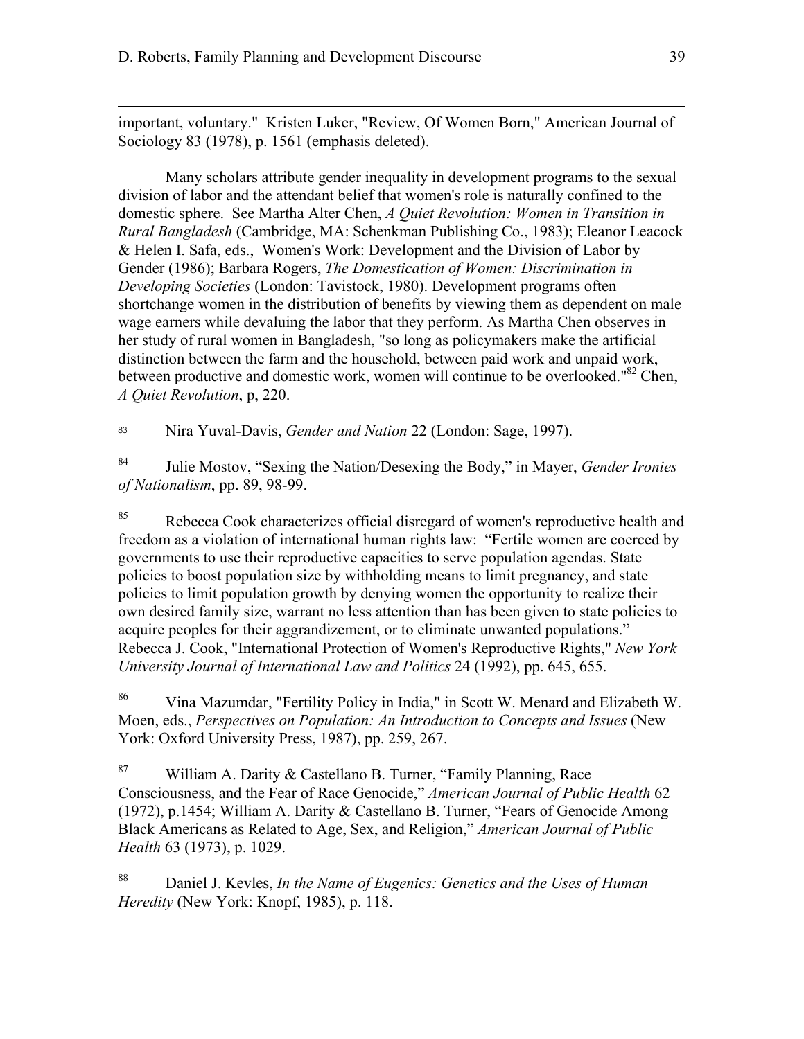important, voluntary." Kristen Luker, "Review, Of Women Born," American Journal of Sociology 83 (1978), p. 1561 (emphasis deleted).

Many scholars attribute gender inequality in development programs to the sexual division of labor and the attendant belief that women's role is naturally confined to the domestic sphere. See Martha Alter Chen, *A Quiet Revolution: Women in Transition in Rural Bangladesh* (Cambridge, MA: Schenkman Publishing Co., 1983); Eleanor Leacock & Helen I. Safa, eds., Women's Work: Development and the Division of Labor by Gender (1986); Barbara Rogers, *The Domestication of Women: Discrimination in Developing Societies* (London: Tavistock, 1980). Development programs often shortchange women in the distribution of benefits by viewing them as dependent on male wage earners while devaluing the labor that they perform. As Martha Chen observes in her study of rural women in Bangladesh, "so long as policymakers make the artificial distinction between the farm and the household, between paid work and unpaid work, between productive and domestic work, women will continue to be overlooked."[82] Chen, *A Quiet Revolution*, p, 220.

[83] Nira Yuval-Davis, *Gender and Nation* 22 (London: Sage, 1997).

[84] Julie Mostov, "Sexing the Nation/Desexing the Body," in Mayer, *Gender Ironies of Nationalism*, pp. 89, 98-99.

[85] Rebecca Cook characterizes official disregard of women's reproductive health and freedom as a violation of international human rights law: "Fertile women are coerced by governments to use their reproductive capacities to serve population agendas. State policies to boost population size by withholding means to limit pregnancy, and state policies to limit population growth by denying women the opportunity to realize their own desired family size, warrant no less attention than has been given to state policies to acquire peoples for their aggrandizement, or to eliminate unwanted populations." Rebecca J. Cook, "International Protection of Women's Reproductive Rights," *New York University Journal of International Law and Politics* 24 (1992), pp. 645, 655.

[86] Vina Mazumdar, "Fertility Policy in India," in Scott W. Menard and Elizabeth W. Moen, eds., *Perspectives on Population: An Introduction to Concepts and Issues* (New York: Oxford University Press, 1987), pp. 259, 267.

[87] William A. Darity & Castellano B. Turner, "Family Planning, Race Consciousness, and the Fear of Race Genocide," *American Journal of Public Health* 62 (1972), p.1454; William A. Darity & Castellano B. Turner, "Fears of Genocide Among Black Americans as Related to Age, Sex, and Religion," *American Journal of Public Health* 63 (1973), p. 1029.

[88] Daniel J. Kevles, *In the Name of Eugenics: Genetics and the Uses of Human Heredity* (New York: Knopf, 1985), p. 118.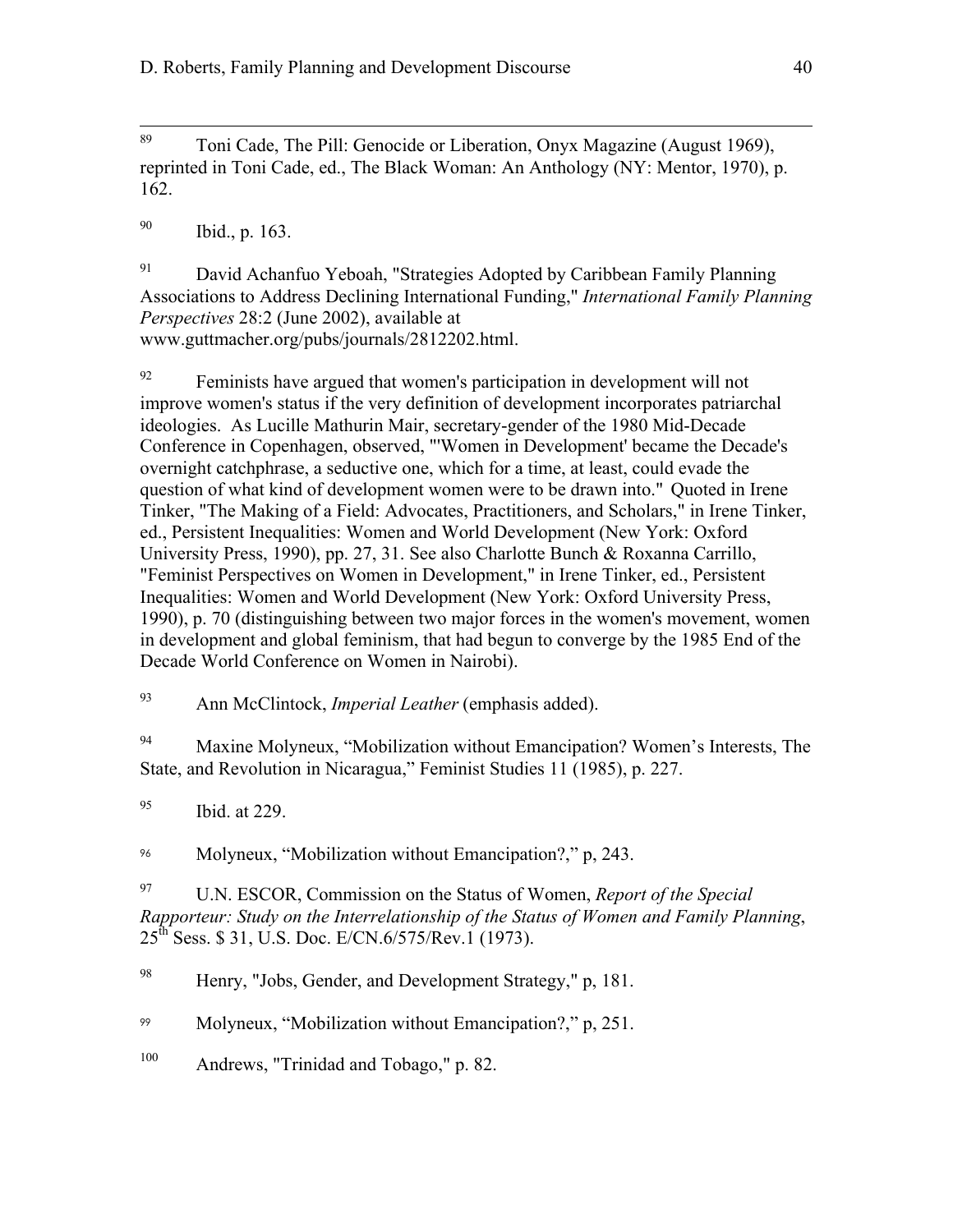[89] Toni Cade, The Pill: Genocide or Liberation, Onyx Magazine (August 1969), reprinted in Toni Cade, ed., The Black Woman: An Anthology (NY: Mentor, 1970), p. 162.

[90] Ibid., p. 163.

[91] David Achanfuo Yeboah, "Strategies Adopted by Caribbean Family Planning Associations to Address Declining International Funding," *International Family Planning Perspectives* 28:2 (June 2002), available at www.guttmacher.org/pubs/journals/2812202.html.

[92] Feminists have argued that women's participation in development will not improve women's status if the very definition of development incorporates patriarchal ideologies. As Lucille Mathurin Mair, secretary-gender of the 1980 Mid-Decade Conference in Copenhagen, observed, "'Women in Development' became the Decade's overnight catchphrase, a seductive one, which for a time, at least, could evade the question of what kind of development women were to be drawn into." Quoted in Irene Tinker, "The Making of a Field: Advocates, Practitioners, and Scholars," in Irene Tinker, ed., Persistent Inequalities: Women and World Development (New York: Oxford University Press, 1990), pp. 27, 31. See also Charlotte Bunch & Roxanna Carrillo, "Feminist Perspectives on Women in Development," in Irene Tinker, ed., Persistent Inequalities: Women and World Development (New York: Oxford University Press, 1990), p. 70 (distinguishing between two major forces in the women's movement, women in development and global feminism, that had begun to converge by the 1985 End of the Decade World Conference on Women in Nairobi).

[93] Ann McClintock, *Imperial Leather* (emphasis added).

[94] Maxine Molyneux, "Mobilization without Emancipation? Women's Interests, The State, and Revolution in Nicaragua," Feminist Studies 11 (1985), p. 227.

[95] Ibid. at 229.

[96] Molyneux, "Mobilization without Emancipation?," p, 243.

[97] U.N. ESCOR, Commission on the Status of Women, *Report of the Special Rapporteur: Study on the Interrelationship of the Status of Women and Family Planning*, 25th Sess. $ 31, U.S. Doc. E/CN.6/575/Rev.1 (1973).

[98] Henry, "Jobs, Gender, and Development Strategy," p, 181.

[99] Molyneux, "Mobilization without Emancipation?," p, 251.

[100] Andrews, "Trinidad and Tobago," p. 82.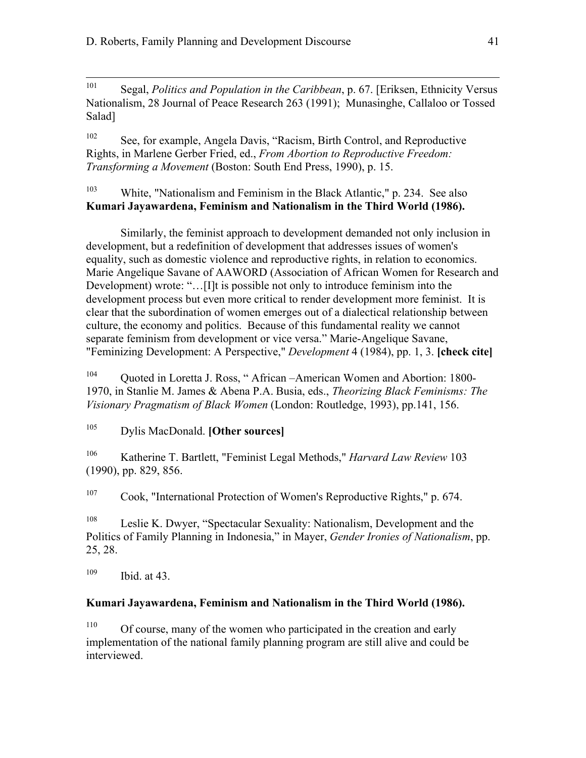[101] Segal, *Politics and Population in the Caribbean*, p. 67. [Eriksen, Ethnicity Versus Nationalism, 28 Journal of Peace Research 263 (1991); Munasinghe, Callaloo or Tossed Salad]

[102] See, for example, Angela Davis, "Racism, Birth Control, and Reproductive Rights, in Marlene Gerber Fried, ed., *From Abortion to Reproductive Freedom: Transforming a Movement* (Boston: South End Press, 1990), p. 15.

[103] White, "Nationalism and Feminism in the Black Atlantic," p. 234. See also **Kumari Jayawardena, Feminism and Nationalism in the Third World (1986).**

Similarly, the feminist approach to development demanded not only inclusion in development, but a redefinition of development that addresses issues of women's equality, such as domestic violence and reproductive rights, in relation to economics. Marie Angelique Savane of AAWORD (Association of African Women for Research and Development) wrote: "…[I]t is possible not only to introduce feminism into the development process but even more critical to render development more feminist. It is clear that the subordination of women emerges out of a dialectical relationship between culture, the economy and politics. Because of this fundamental reality we cannot separate feminism from development or vice versa." Marie-Angelique Savane, "Feminizing Development: A Perspective," *Development* 4 (1984), pp. 1, 3. **[check cite]**

[104] Quoted in Loretta J. Ross, " African –American Women and Abortion: 1800-1970, in Stanlie M. James & Abena P.A. Busia, eds., *Theorizing Black Feminisms: The Visionary Pragmatism of Black Women* (London: Routledge, 1993), pp.141, 156.

[105] Dylis MacDonald. **[Other sources]**

[106] Katherine T. Bartlett, "Feminist Legal Methods," *Harvard Law Review* 103 (1990), pp. 829, 856.

[107] Cook, "International Protection of Women's Reproductive Rights," p. 674.

[108] Leslie K. Dwyer, "Spectacular Sexuality: Nationalism, Development and the Politics of Family Planning in Indonesia," in Mayer, *Gender Ironies of Nationalism*, pp. 25, 28.

[109] Ibid. at 43.

**Kumari Jayawardena, Feminism and Nationalism in the Third World (1986).**

[110] Of course, many of the women who participated in the creation and early implementation of the national family planning program are still alive and could be interviewed.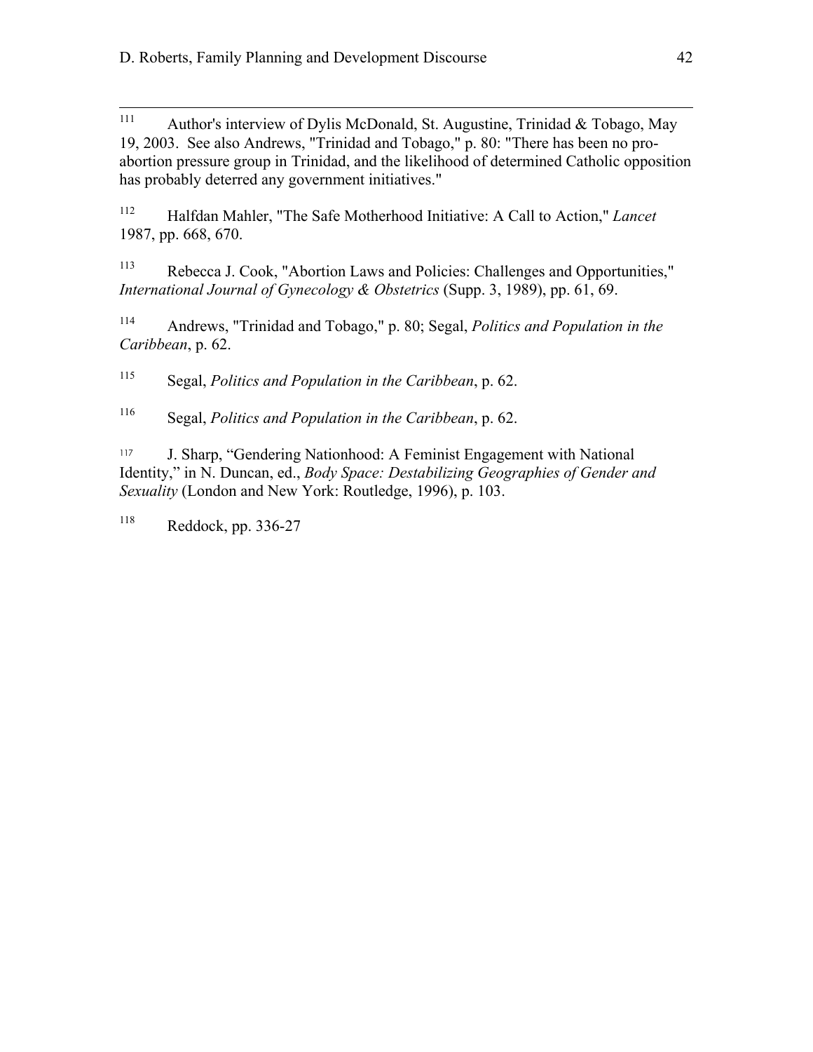[111] Author's interview of Dylis McDonald, St. Augustine, Trinidad & Tobago, May 19, 2003. See also Andrews, "Trinidad and Tobago," p. 80: "There has been no pro-abortion pressure group in Trinidad, and the likelihood of determined Catholic opposition has probably deterred any government initiatives."

[112] Halfdan Mahler, "The Safe Motherhood Initiative: A Call to Action," *Lancet* 1987, pp. 668, 670.

[113] Rebecca J. Cook, "Abortion Laws and Policies: Challenges and Opportunities," *International Journal of Gynecology & Obstetrics* (Supp. 3, 1989), pp. 61, 69.

[114] Andrews, "Trinidad and Tobago," p. 80; Segal, *Politics and Population in the Caribbean*, p. 62.

[115] Segal, *Politics and Population in the Caribbean*, p. 62.

[116] Segal, *Politics and Population in the Caribbean*, p. 62.

[117] J. Sharp, "Gendering Nationhood: A Feminist Engagement with National Identity," in N. Duncan, ed., *Body Space: Destabilizing Geographies of Gender and Sexuality* (London and New York: Routledge, 1996), p. 103.

[118] Reddock, pp. 336-27